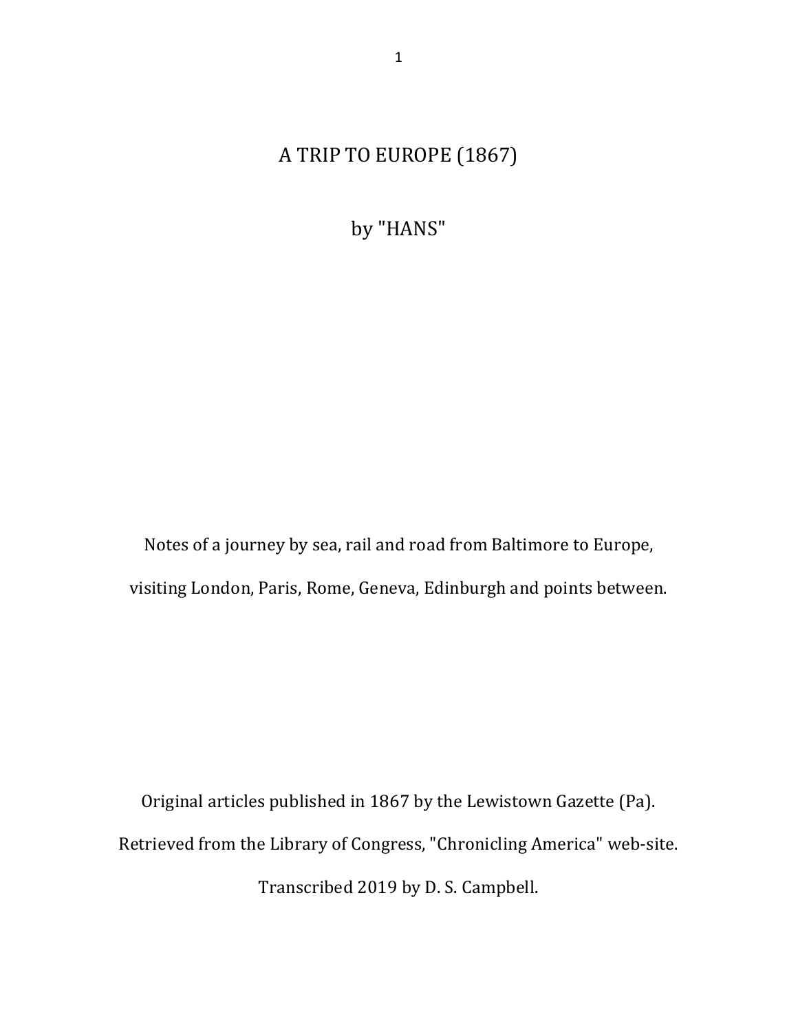# A TRIP TO EUROPE (1867)

## by "HANS"

Notes of a journey by sea, rail and road from Baltimore to Europe,

visiting London, Paris, Rome, Geneva, Edinburgh and points between.

Original articles published in 1867 by the Lewistown Gazette (Pa).

Retrieved from the Library of Congress, "Chronicling America" web-site.

Transcribed 2019 by D. S. Campbell.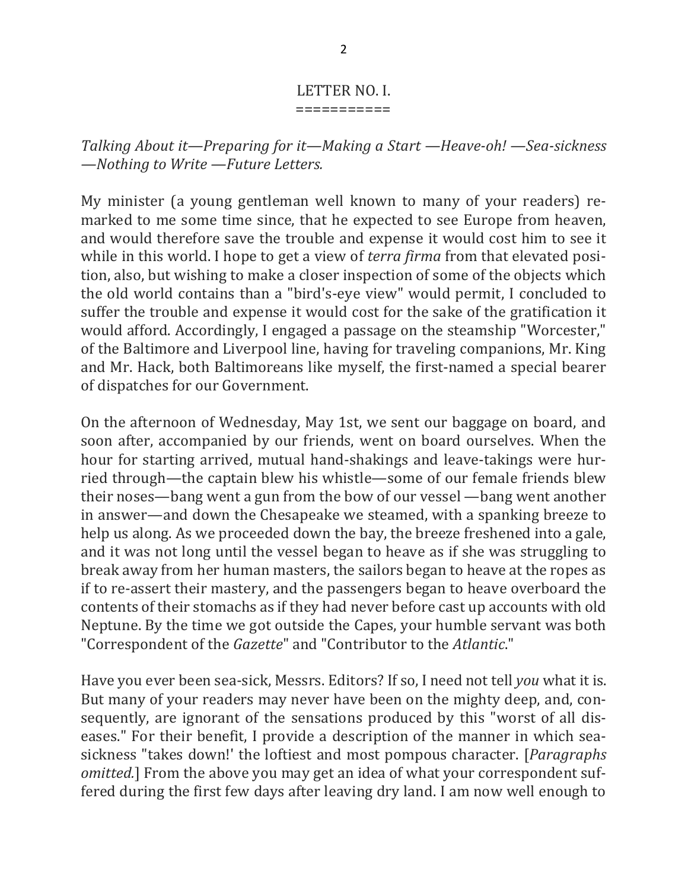## LETTER NO. I.

===========

*Talking About it—Preparing for it—Making a Start —Heave-oh! —Sea-sickness —Nothing to Write —Future Letters.*

My minister (a young gentleman well known to many of your readers) remarked to me some time since, that he expected to see Europe from heaven, and would therefore save the trouble and expense it would cost him to see it while in this world. I hope to get a view of *terra firma* from that elevated position, also, but wishing to make a closer inspection of some of the objects which the old world contains than a "bird's-eye view" would permit, I concluded to suffer the trouble and expense it would cost for the sake of the gratification it would afford. Accordingly, I engaged a passage on the steamship "Worcester," of the Baltimore and Liverpool line, having for traveling companions, Mr. King and Mr. Hack, both Baltimoreans like myself, the first-named a special bearer of dispatches for our Government.

On the afternoon of Wednesday, May 1st, we sent our baggage on board, and soon after, accompanied by our friends, went on board ourselves. When the hour for starting arrived, mutual hand-shakings and leave-takings were hurried through—the captain blew his whistle—some of our female friends blew their noses—bang went a gun from the bow of our vessel —bang went another in answer—and down the Chesapeake we steamed, with a spanking breeze to help us along. As we proceeded down the bay, the breeze freshened into a gale, and it was not long until the vessel began to heave as if she was struggling to break away from her human masters, the sailors began to heave at the ropes as if to re-assert their mastery, and the passengers began to heave overboard the contents of their stomachs as if they had never before cast up accounts with old Neptune. By the time we got outside the Capes, your humble servant was both "Correspondent of the *Gazette*" and "Contributor to the *Atlantic*."

Have you ever been sea-sick, Messrs. Editors? If so, I need not tell *you* what it is. But many of your readers may never have been on the mighty deep, and, consequently, are ignorant of the sensations produced by this "worst of all diseases." For their benefit, I provide a description of the manner in which sea-sickness "takes down!' the loftiest and most pompous character. [*Paragraphs omitted.*] From the above you may get an idea of what your correspondent suffered during the first few days after leaving dry land. I am now well enough to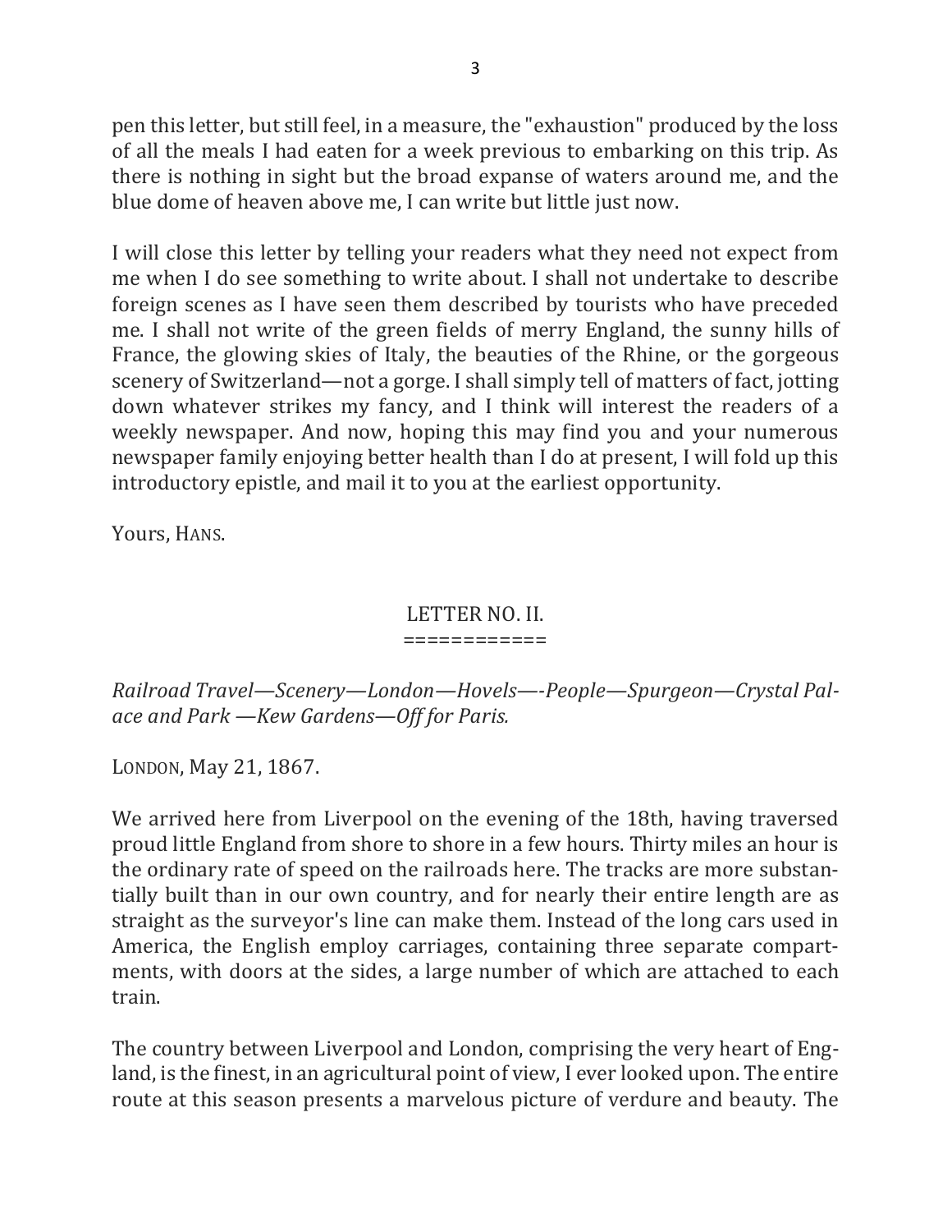pen this letter, but still feel, in a measure, the "exhaustion" produced by the loss of all the meals I had eaten for a week previous to embarking on this trip. As there is nothing in sight but the broad expanse of waters around me, and the blue dome of heaven above me, I can write but little just now.

I will close this letter by telling your readers what they need not expect from me when I do see something to write about. I shall not undertake to describe foreign scenes as I have seen them described by tourists who have preceded me. I shall not write of the green fields of merry England, the sunny hills of France, the glowing skies of Italy, the beauties of the Rhine, or the gorgeous scenery of Switzerland—not a gorge. I shall simply tell of matters of fact, jotting down whatever strikes my fancy, and I think will interest the readers of a weekly newspaper. And now, hoping this may find you and your numerous newspaper family enjoying better health than I do at present, I will fold up this introductory epistle, and mail it to you at the earliest opportunity.

Yours, HANS.

## LETTER NO. II.

*Railroad Travel—Scenery—London—Hovels—-People—Spurgeon—Crystal Palace and Park —Kew Gardens—Off for Paris.*

LONDON, May 21, 1867.

We arrived here from Liverpool on the evening of the 18th, having traversed proud little England from shore to shore in a few hours. Thirty miles an hour is the ordinary rate of speed on the railroads here. The tracks are more substantially built than in our own country, and for nearly their entire length are as straight as the surveyor's line can make them. Instead of the long cars used in America, the English employ carriages, containing three separate compartments, with doors at the sides, a large number of which are attached to each train.

The country between Liverpool and London, comprising the very heart of England, is the finest, in an agricultural point of view, I ever looked upon. The entire route at this season presents a marvelous picture of verdure and beauty. The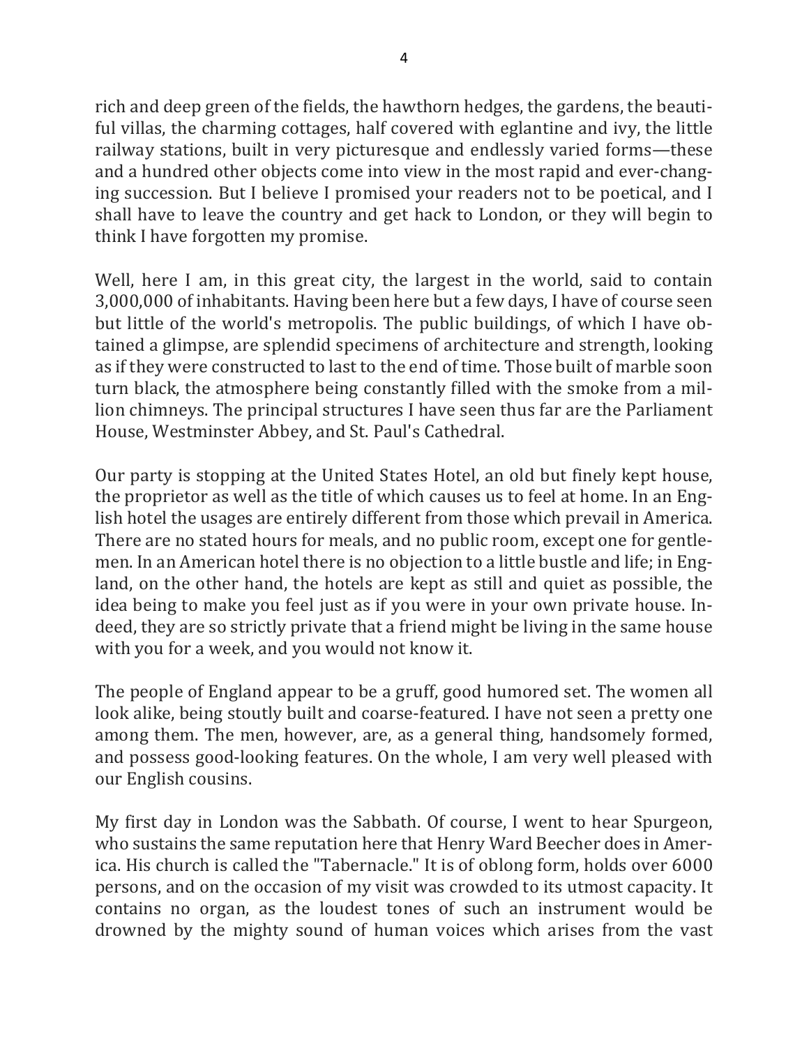rich and deep green of the fields, the hawthorn hedges, the gardens, the beautiful villas, the charming cottages, half covered with eglantine and ivy, the little railway stations, built in very picturesque and endlessly varied forms—these and a hundred other objects come into view in the most rapid and ever-changing succession. But I believe I promised your readers not to be poetical, and I shall have to leave the country and get hack to London, or they will begin to think I have forgotten my promise.

Well, here I am, in this great city, the largest in the world, said to contain 3,000,000 of inhabitants. Having been here but a few days, I have of course seen but little of the world's metropolis. The public buildings, of which I have obtained a glimpse, are splendid specimens of architecture and strength, looking as if they were constructed to last to the end of time. Those built of marble soon turn black, the atmosphere being constantly filled with the smoke from a million chimneys. The principal structures I have seen thus far are the Parliament House, Westminster Abbey, and St. Paul's Cathedral.

Our party is stopping at the United States Hotel, an old but finely kept house, the proprietor as well as the title of which causes us to feel at home. In an English hotel the usages are entirely different from those which prevail in America. There are no stated hours for meals, and no public room, except one for gentlemen. In an American hotel there is no objection to a little bustle and life; in England, on the other hand, the hotels are kept as still and quiet as possible, the idea being to make you feel just as if you were in your own private house. Indeed, they are so strictly private that a friend might be living in the same house with you for a week, and you would not know it.

The people of England appear to be a gruff, good humored set. The women all look alike, being stoutly built and coarse-featured. I have not seen a pretty one among them. The men, however, are, as a general thing, handsomely formed, and possess good-looking features. On the whole, I am very well pleased with our English cousins.

My first day in London was the Sabbath. Of course, I went to hear Spurgeon, who sustains the same reputation here that Henry Ward Beecher does in America. His church is called the "Tabernacle." It is of oblong form, holds over 6000 persons, and on the occasion of my visit was crowded to its utmost capacity. It contains no organ, as the loudest tones of such an instrument would be drowned by the mighty sound of human voices which arises from the vast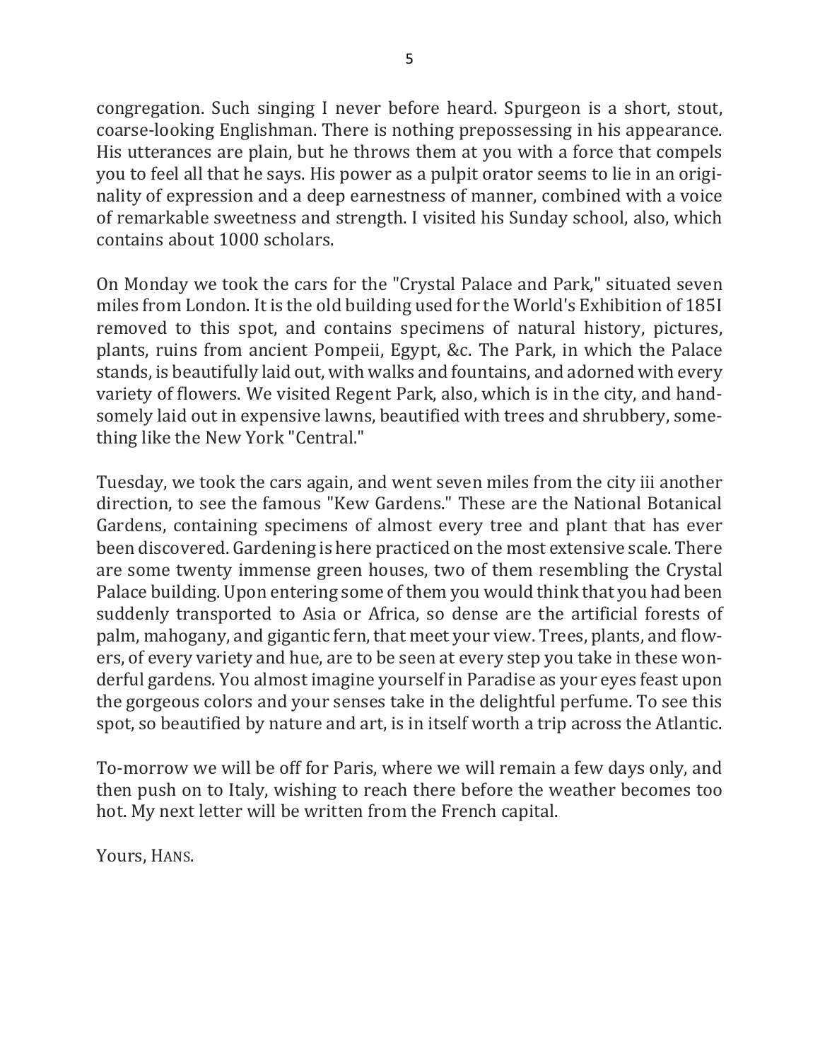congregation. Such singing I never before heard. Spurgeon is a short, stout, coarse-looking Englishman. There is nothing prepossessing in his appearance. His utterances are plain, but he throws them at you with a force that compels you to feel all that he says. His power as a pulpit orator seems to lie in an originality of expression and a deep earnestness of manner, combined with a voice of remarkable sweetness and strength. I visited his Sunday school, also, which contains about 1000 scholars.

On Monday we took the cars for the "Crystal Palace and Park," situated seven miles from London. It is the old building used for the World's Exhibition of 185I removed to this spot, and contains specimens of natural history, pictures, plants, ruins from ancient Pompeii, Egypt, &c. The Park, in which the Palace stands, is beautifully laid out, with walks and fountains, and adorned with every variety of flowers. We visited Regent Park, also, which is in the city, and handsomely laid out in expensive lawns, beautified with trees and shrubbery, something like the New York "Central."

Tuesday, we took the cars again, and went seven miles from the city iii another direction, to see the famous "Kew Gardens." These are the National Botanical Gardens, containing specimens of almost every tree and plant that has ever been discovered. Gardening is here practiced on the most extensive scale. There are some twenty immense green houses, two of them resembling the Crystal Palace building. Upon entering some of them you would think that you had been suddenly transported to Asia or Africa, so dense are the artificial forests of palm, mahogany, and gigantic fern, that meet your view. Trees, plants, and flowers, of every variety and hue, are to be seen at every step you take in these wonderful gardens. You almost imagine yourself in Paradise as your eyes feast upon the gorgeous colors and your senses take in the delightful perfume. To see this spot, so beautified by nature and art, is in itself worth a trip across the Atlantic.

To-morrow we will be off for Paris, where we will remain a few days only, and then push on to Italy, wishing to reach there before the weather becomes too hot. My next letter will be written from the French capital.

Yours, HANS.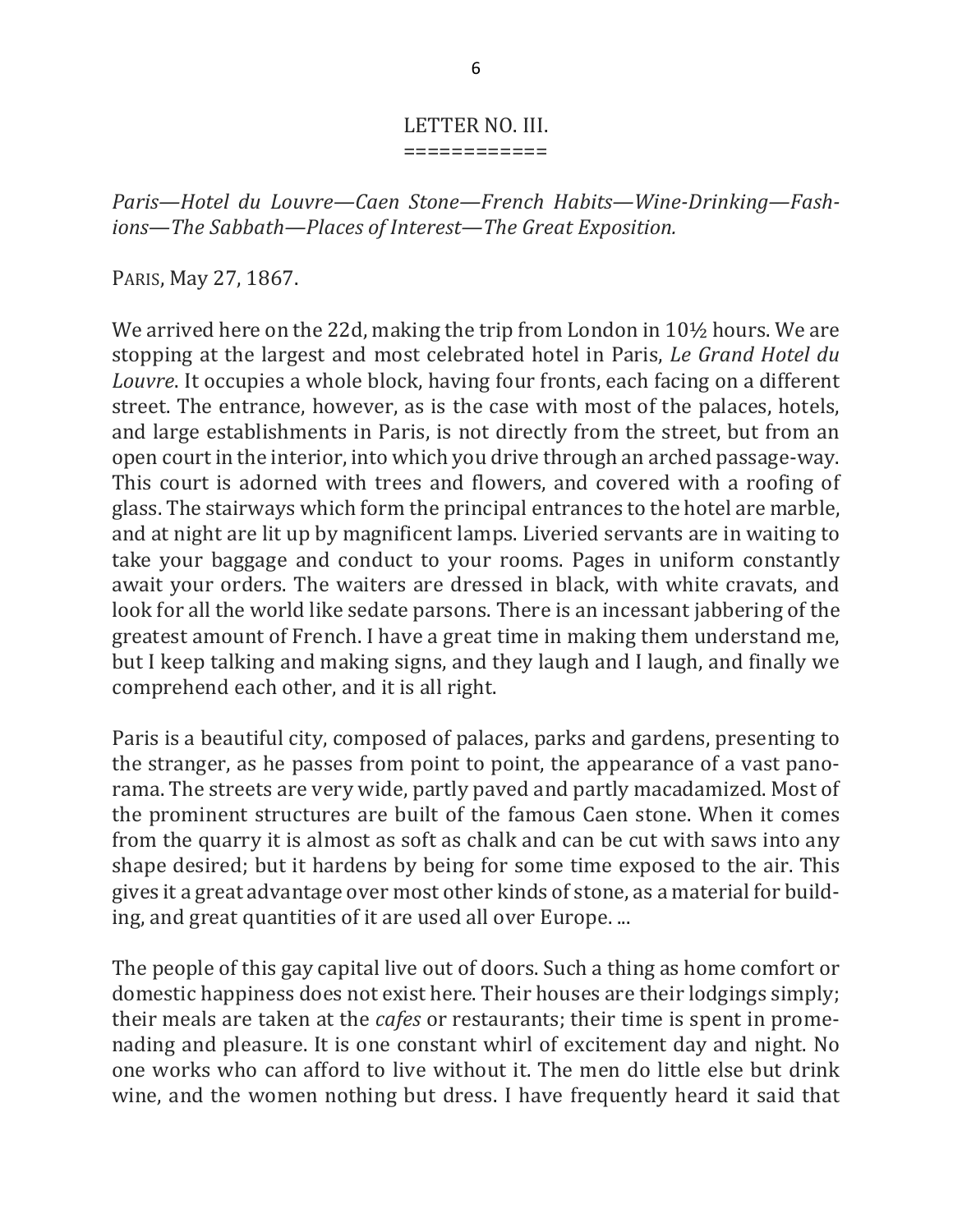## LETTER NO. III.

============

*Paris—Hotel du Louvre—Caen Stone—French Habits—Wine-Drinking—Fashions—The Sabbath—Places of Interest—The Great Exposition.*

PARIS, May 27, 1867.

We arrived here on the 22d, making the trip from London in 10½ hours. We are stopping at the largest and most celebrated hotel in Paris, *Le Grand Hotel du Louvre*. It occupies a whole block, having four fronts, each facing on a different street. The entrance, however, as is the case with most of the palaces, hotels, and large establishments in Paris, is not directly from the street, but from an open court in the interior, into which you drive through an arched passage-way. This court is adorned with trees and flowers, and covered with a roofing of glass. The stairways which form the principal entrances to the hotel are marble, and at night are lit up by magnificent lamps. Liveried servants are in waiting to take your baggage and conduct to your rooms. Pages in uniform constantly await your orders. The waiters are dressed in black, with white cravats, and look for all the world like sedate parsons. There is an incessant jabbering of the greatest amount of French. I have a great time in making them understand me, but I keep talking and making signs, and they laugh and I laugh, and finally we comprehend each other, and it is all right.

Paris is a beautiful city, composed of palaces, parks and gardens, presenting to the stranger, as he passes from point to point, the appearance of a vast panorama. The streets are very wide, partly paved and partly macadamized. Most of the prominent structures are built of the famous Caen stone. When it comes from the quarry it is almost as soft as chalk and can be cut with saws into any shape desired; but it hardens by being for some time exposed to the air. This gives it a great advantage over most other kinds of stone, as a material for building, and great quantities of it are used all over Europe. ...

The people of this gay capital live out of doors. Such a thing as home comfort or domestic happiness does not exist here. Their houses are their lodgings simply; their meals are taken at the *cafes* or restaurants; their time is spent in promenading and pleasure. It is one constant whirl of excitement day and night. No one works who can afford to live without it. The men do little else but drink wine, and the women nothing but dress. I have frequently heard it said that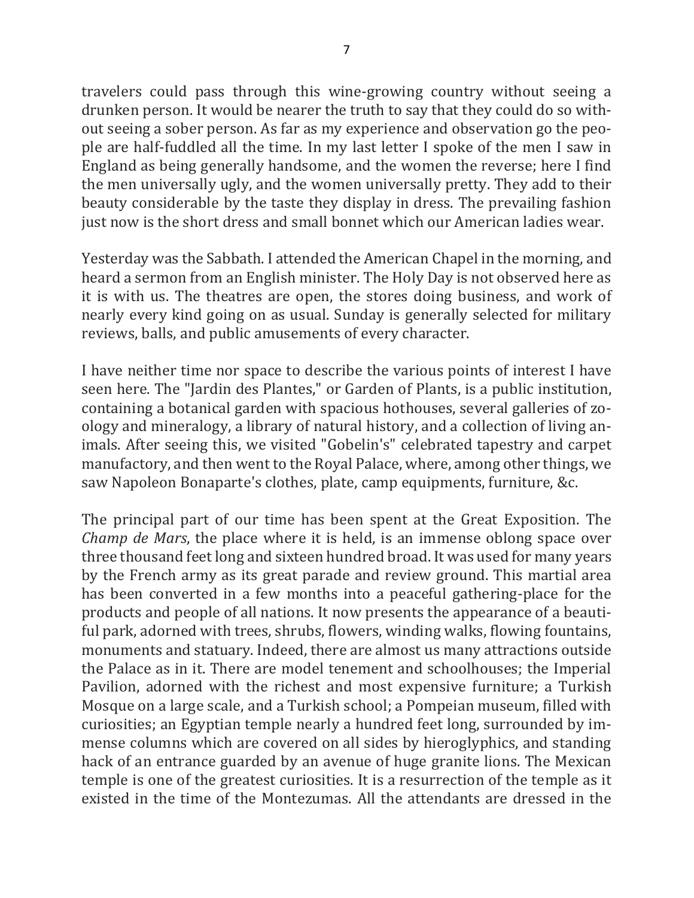travelers could pass through this wine-growing country without seeing a drunken person. It would be nearer the truth to say that they could do so without seeing a sober person. As far as my experience and observation go the people are half-fuddled all the time. In my last letter I spoke of the men I saw in England as being generally handsome, and the women the reverse; here I find the men universally ugly, and the women universally pretty. They add to their beauty considerable by the taste they display in dress. The prevailing fashion just now is the short dress and small bonnet which our American ladies wear.

Yesterday was the Sabbath. I attended the American Chapel in the morning, and heard a sermon from an English minister. The Holy Day is not observed here as it is with us. The theatres are open, the stores doing business, and work of nearly every kind going on as usual. Sunday is generally selected for military reviews, balls, and public amusements of every character.

I have neither time nor space to describe the various points of interest I have seen here. The "Jardin des Plantes," or Garden of Plants, is a public institution, containing a botanical garden with spacious hothouses, several galleries of zoology and mineralogy, a library of natural history, and a collection of living animals. After seeing this, we visited "Gobelin's" celebrated tapestry and carpet manufactory, and then went to the Royal Palace, where, among other things, we saw Napoleon Bonaparte's clothes, plate, camp equipments, furniture, &c.

The principal part of our time has been spent at the Great Exposition. The *Champ de Mars*, the place where it is held, is an immense oblong space over three thousand feet long and sixteen hundred broad. It was used for many years by the French army as its great parade and review ground. This martial area has been converted in a few months into a peaceful gathering-place for the products and people of all nations. It now presents the appearance of a beautiful park, adorned with trees, shrubs, flowers, winding walks, flowing fountains, monuments and statuary. Indeed, there are almost us many attractions outside the Palace as in it. There are model tenement and schoolhouses; the Imperial Pavilion, adorned with the richest and most expensive furniture; a Turkish Mosque on a large scale, and a Turkish school; a Pompeian museum, filled with curiosities; an Egyptian temple nearly a hundred feet long, surrounded by immense columns which are covered on all sides by hieroglyphics, and standing hack of an entrance guarded by an avenue of huge granite lions. The Mexican temple is one of the greatest curiosities. It is a resurrection of the temple as it existed in the time of the Montezumas. All the attendants are dressed in the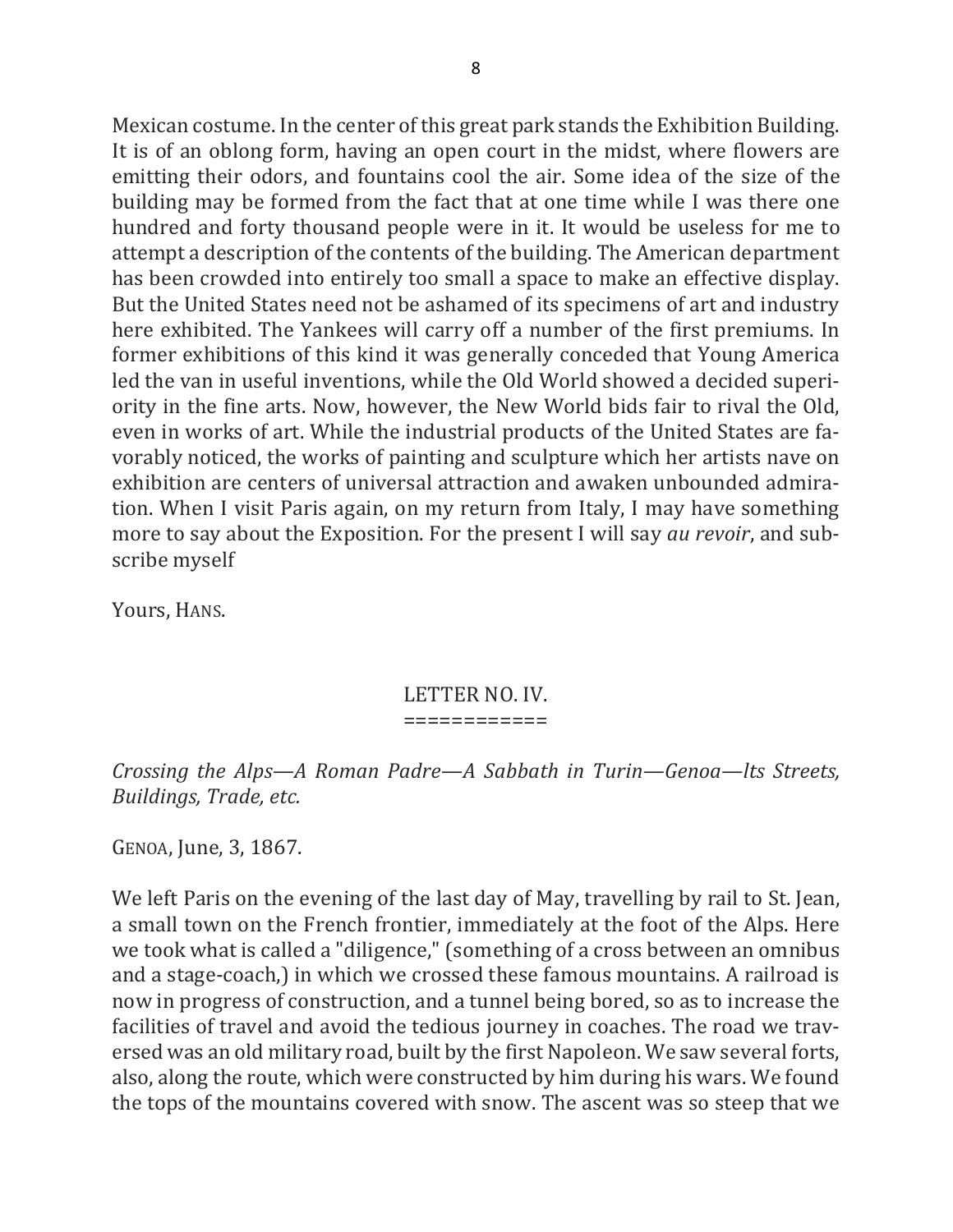Mexican costume. In the center of this great park stands the Exhibition Building. It is of an oblong form, having an open court in the midst, where flowers are emitting their odors, and fountains cool the air. Some idea of the size of the building may be formed from the fact that at one time while I was there one hundred and forty thousand people were in it. It would be useless for me to attempt a description of the contents of the building. The American department has been crowded into entirely too small a space to make an effective display. But the United States need not be ashamed of its specimens of art and industry here exhibited. The Yankees will carry off a number of the first premiums. In former exhibitions of this kind it was generally conceded that Young America led the van in useful inventions, while the Old World showed a decided superiority in the fine arts. Now, however, the New World bids fair to rival the Old, even in works of art. While the industrial products of the United States are favorably noticed, the works of painting and sculpture which her artists nave on exhibition are centers of universal attraction and awaken unbounded admiration. When I visit Paris again, on my return from Italy, I may have something more to say about the Exposition. For the present I will say *au revoir*, and subscribe myself

Yours, HANS.

## LETTER NO. IV.

============

*Crossing the Alps—A Roman Padre—A Sabbath in Turin—Genoa—lts Streets, Buildings, Trade, etc.*

GENOA, June, 3, 1867.

We left Paris on the evening of the last day of May, travelling by rail to St. Jean, a small town on the French frontier, immediately at the foot of the Alps. Here we took what is called a "diligence," (something of a cross between an omnibus and a stage-coach,) in which we crossed these famous mountains. A railroad is now in progress of construction, and a tunnel being bored, so as to increase the facilities of travel and avoid the tedious journey in coaches. The road we traversed was an old military road, built by the first Napoleon. We saw several forts, also, along the route, which were constructed by him during his wars. We found the tops of the mountains covered with snow. The ascent was so steep that we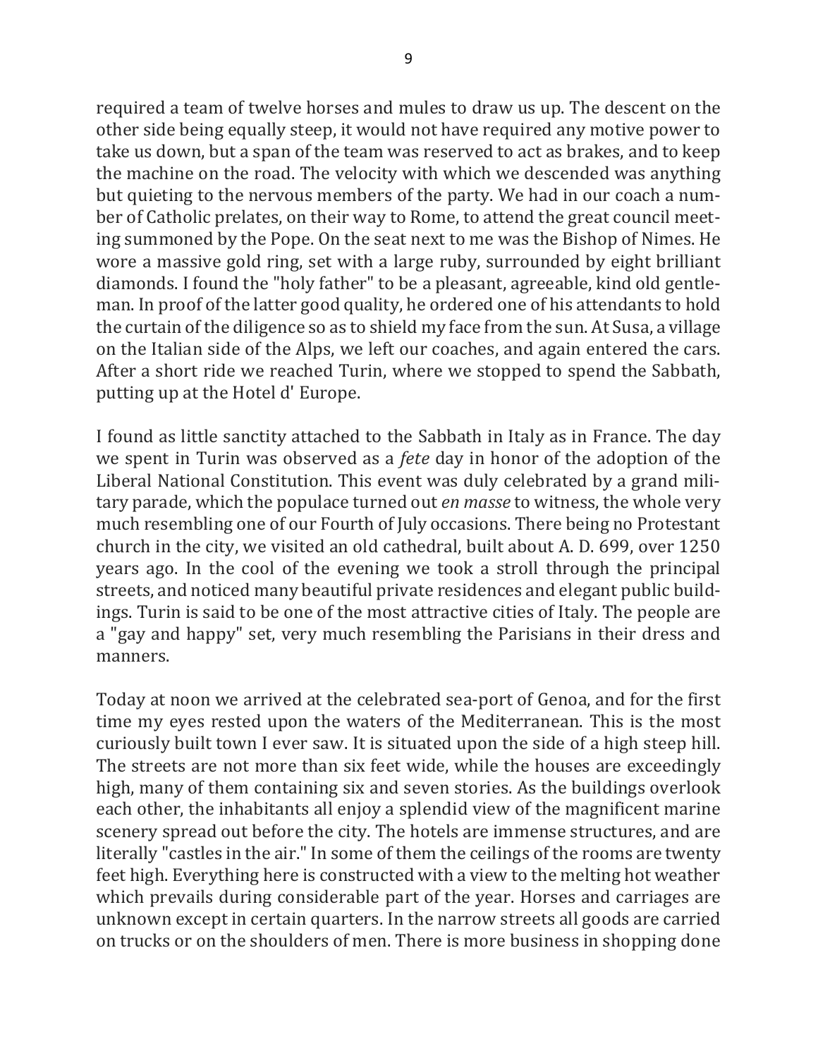required a team of twelve horses and mules to draw us up. The descent on the other side being equally steep, it would not have required any motive power to take us down, but a span of the team was reserved to act as brakes, and to keep the machine on the road. The velocity with which we descended was anything but quieting to the nervous members of the party. We had in our coach a number of Catholic prelates, on their way to Rome, to attend the great council meeting summoned by the Pope. On the seat next to me was the Bishop of Nimes. He wore a massive gold ring, set with a large ruby, surrounded by eight brilliant diamonds. I found the "holy father" to be a pleasant, agreeable, kind old gentleman. In proof of the latter good quality, he ordered one of his attendants to hold the curtain of the diligence so as to shield my face from the sun. At Susa, a village on the Italian side of the Alps, we left our coaches, and again entered the cars. After a short ride we reached Turin, where we stopped to spend the Sabbath, putting up at the Hotel d' Europe.

I found as little sanctity attached to the Sabbath in Italy as in France. The day we spent in Turin was observed as a *fete* day in honor of the adoption of the Liberal National Constitution. This event was duly celebrated by a grand military parade, which the populace turned out *en masse* to witness, the whole very much resembling one of our Fourth of July occasions. There being no Protestant church in the city, we visited an old cathedral, built about A. D. 699, over 1250 years ago. In the cool of the evening we took a stroll through the principal streets, and noticed many beautiful private residences and elegant public buildings. Turin is said to be one of the most attractive cities of Italy. The people are a "gay and happy" set, very much resembling the Parisians in their dress and manners.

Today at noon we arrived at the celebrated sea-port of Genoa, and for the first time my eyes rested upon the waters of the Mediterranean. This is the most curiously built town I ever saw. It is situated upon the side of a high steep hill. The streets are not more than six feet wide, while the houses are exceedingly high, many of them containing six and seven stories. As the buildings overlook each other, the inhabitants all enjoy a splendid view of the magnificent marine scenery spread out before the city. The hotels are immense structures, and are literally "castles in the air." In some of them the ceilings of the rooms are twenty feet high. Everything here is constructed with a view to the melting hot weather which prevails during considerable part of the year. Horses and carriages are unknown except in certain quarters. In the narrow streets all goods are carried on trucks or on the shoulders of men. There is more business in shopping done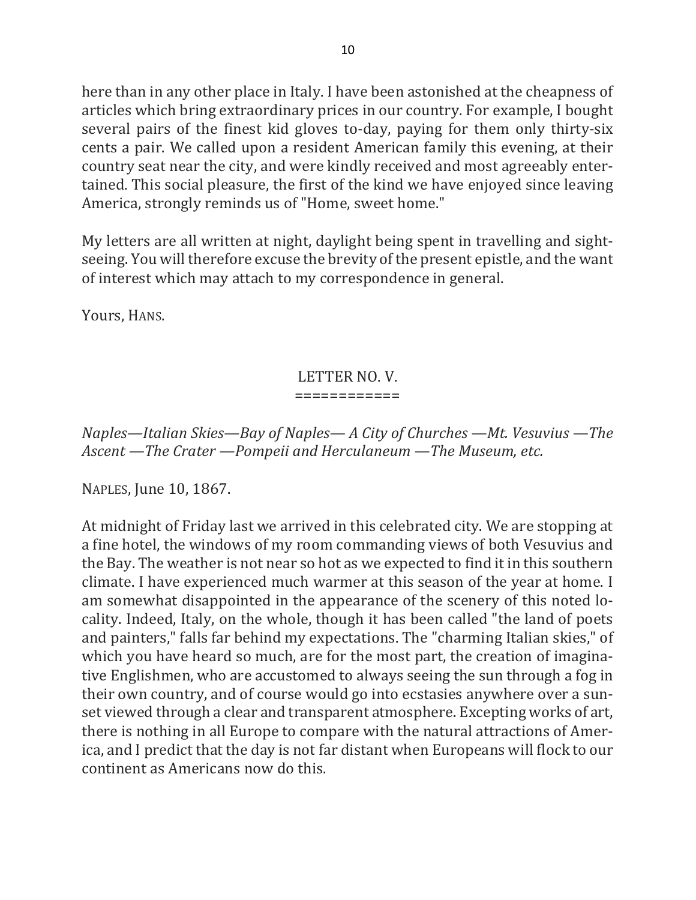here than in any other place in Italy. I have been astonished at the cheapness of articles which bring extraordinary prices in our country. For example, I bought several pairs of the finest kid gloves to-day, paying for them only thirty-six cents a pair. We called upon a resident American family this evening, at their country seat near the city, and were kindly received and most agreeably entertained. This social pleasure, the first of the kind we have enjoyed since leaving America, strongly reminds us of "Home, sweet home."

My letters are all written at night, daylight being spent in travelling and sightseeing. You will therefore excuse the brevity of the present epistle, and the want of interest which may attach to my correspondence in general.

Yours, HANS.

## LETTER NO. V.

============

*Naples—Italian Skies—Bay of Naples— A City of Churches —Mt. Vesuvius —The Ascent —The Crater —Pompeii and Herculaneum —The Museum, etc.*

NAPLES, June 10, 1867.

At midnight of Friday last we arrived in this celebrated city. We are stopping at a fine hotel, the windows of my room commanding views of both Vesuvius and the Bay. The weather is not near so hot as we expected to find it in this southern climate. I have experienced much warmer at this season of the year at home. I am somewhat disappointed in the appearance of the scenery of this noted locality. Indeed, Italy, on the whole, though it has been called "the land of poets and painters," falls far behind my expectations. The "charming Italian skies," of which you have heard so much, are for the most part, the creation of imaginative Englishmen, who are accustomed to always seeing the sun through a fog in their own country, and of course would go into ecstasies anywhere over a sunset viewed through a clear and transparent atmosphere. Excepting works of art, there is nothing in all Europe to compare with the natural attractions of America, and I predict that the day is not far distant when Europeans will flock to our continent as Americans now do this.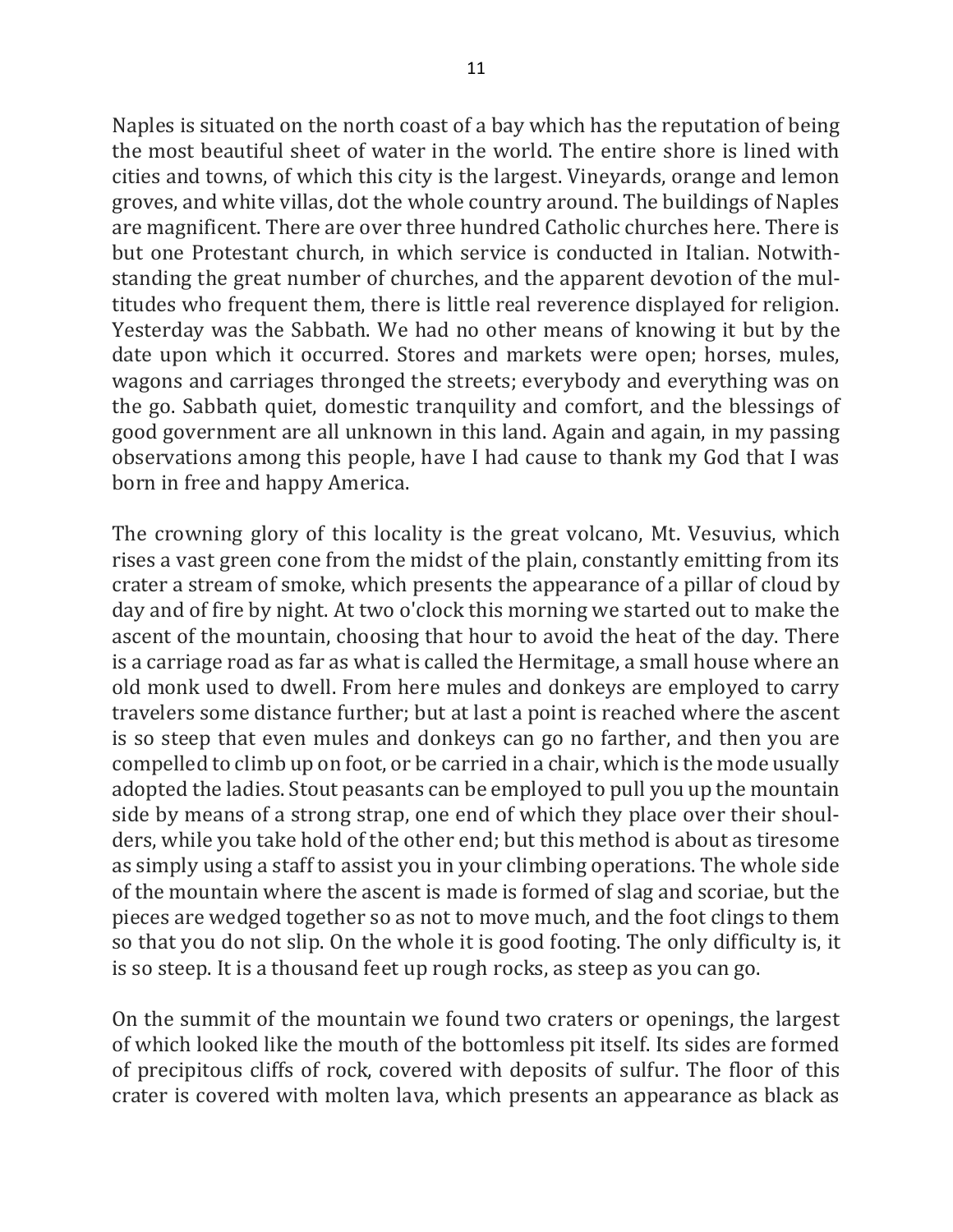Naples is situated on the north coast of a bay which has the reputation of being the most beautiful sheet of water in the world. The entire shore is lined with cities and towns, of which this city is the largest. Vineyards, orange and lemon groves, and white villas, dot the whole country around. The buildings of Naples are magnificent. There are over three hundred Catholic churches here. There is but one Protestant church, in which service is conducted in Italian. Notwithstanding the great number of churches, and the apparent devotion of the multitudes who frequent them, there is little real reverence displayed for religion. Yesterday was the Sabbath. We had no other means of knowing it but by the date upon which it occurred. Stores and markets were open; horses, mules, wagons and carriages thronged the streets; everybody and everything was on the go. Sabbath quiet, domestic tranquility and comfort, and the blessings of good government are all unknown in this land. Again and again, in my passing observations among this people, have I had cause to thank my God that I was born in free and happy America.

The crowning glory of this locality is the great volcano, Mt. Vesuvius, which rises a vast green cone from the midst of the plain, constantly emitting from its crater a stream of smoke, which presents the appearance of a pillar of cloud by day and of fire by night. At two o'clock this morning we started out to make the ascent of the mountain, choosing that hour to avoid the heat of the day. There is a carriage road as far as what is called the Hermitage, a small house where an old monk used to dwell. From here mules and donkeys are employed to carry travelers some distance further; but at last a point is reached where the ascent is so steep that even mules and donkeys can go no farther, and then you are compelled to climb up on foot, or be carried in a chair, which is the mode usually adopted the ladies. Stout peasants can be employed to pull you up the mountain side by means of a strong strap, one end of which they place over their shoulders, while you take hold of the other end; but this method is about as tiresome as simply using a staff to assist you in your climbing operations. The whole side of the mountain where the ascent is made is formed of slag and scoriae, but the pieces are wedged together so as not to move much, and the foot clings to them so that you do not slip. On the whole it is good footing. The only difficulty is, it is so steep. It is a thousand feet up rough rocks, as steep as you can go.

On the summit of the mountain we found two craters or openings, the largest of which looked like the mouth of the bottomless pit itself. Its sides are formed of precipitous cliffs of rock, covered with deposits of sulfur. The floor of this crater is covered with molten lava, which presents an appearance as black as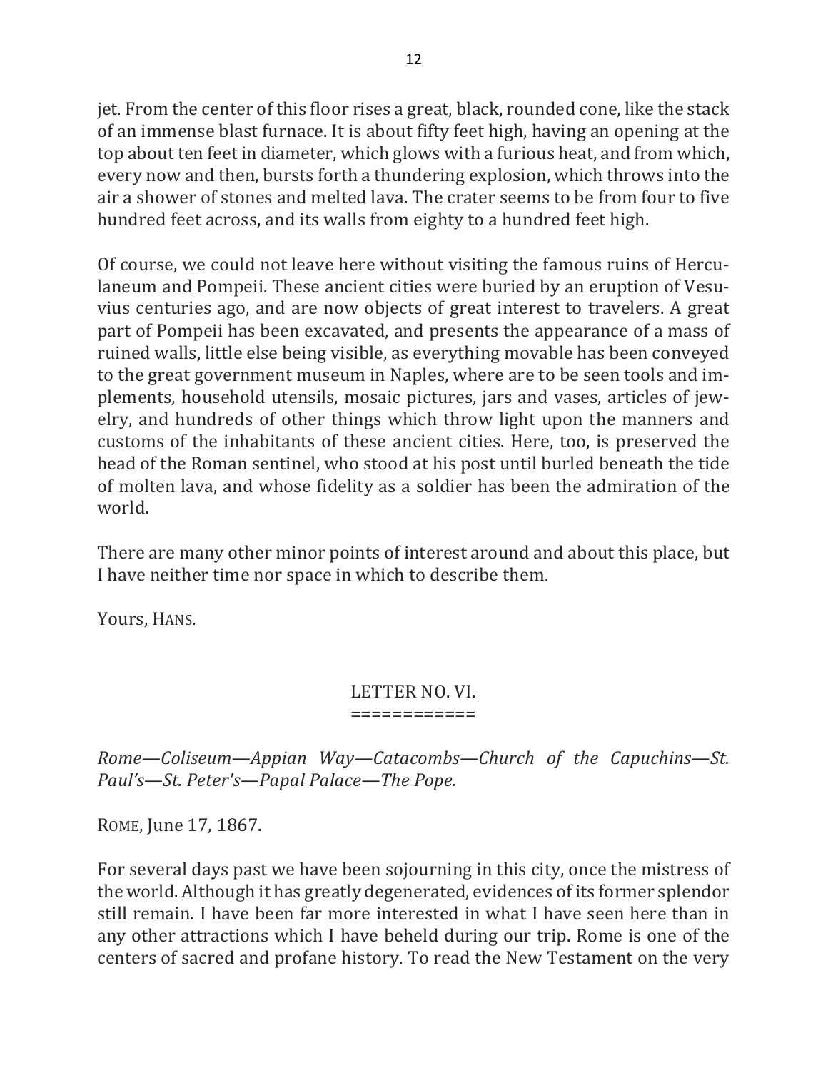jet. From the center of this floor rises a great, black, rounded cone, like the stack of an immense blast furnace. It is about fifty feet high, having an opening at the top about ten feet in diameter, which glows with a furious heat, and from which, every now and then, bursts forth a thundering explosion, which throws into the air a shower of stones and melted lava. The crater seems to be from four to five hundred feet across, and its walls from eighty to a hundred feet high.

Of course, we could not leave here without visiting the famous ruins of Herculaneum and Pompeii. These ancient cities were buried by an eruption of Vesuvius centuries ago, and are now objects of great interest to travelers. A great part of Pompeii has been excavated, and presents the appearance of a mass of ruined walls, little else being visible, as everything movable has been conveyed to the great government museum in Naples, where are to be seen tools and implements, household utensils, mosaic pictures, jars and vases, articles of jewelry, and hundreds of other things which throw light upon the manners and customs of the inhabitants of these ancient cities. Here, too, is preserved the head of the Roman sentinel, who stood at his post until burled beneath the tide of molten lava, and whose fidelity as a soldier has been the admiration of the world.

There are many other minor points of interest around and about this place, but I have neither time nor space in which to describe them.

Yours, HANS.

## LETTER NO. VI.

*Rome—Coliseum—Appian Way—Catacombs—Church of the Capuchins—St. Paul's—St. Peter's—Papal Palace—The Pope.*

ROME, June 17, 1867.

For several days past we have been sojourning in this city, once the mistress of the world. Although it has greatly degenerated, evidences of its former splendor still remain. I have been far more interested in what I have seen here than in any other attractions which I have beheld during our trip. Rome is one of the centers of sacred and profane history. To read the New Testament on the very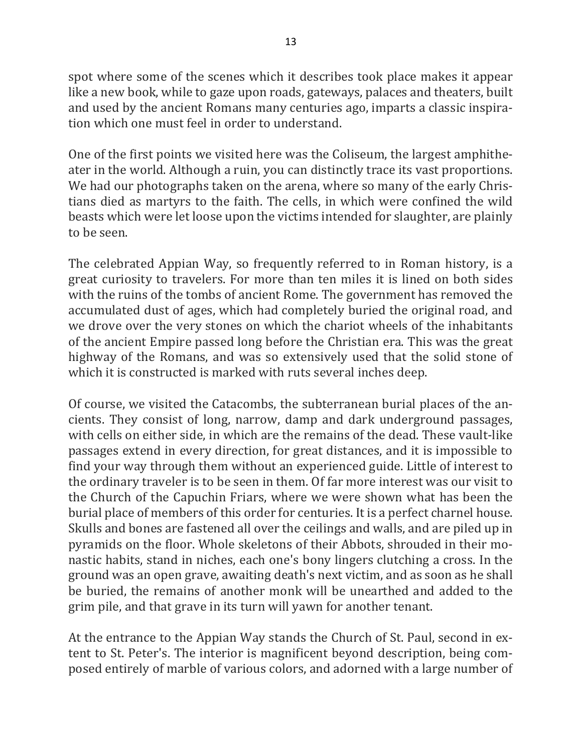spot where some of the scenes which it describes took place makes it appear like a new book, while to gaze upon roads, gateways, palaces and theaters, built and used by the ancient Romans many centuries ago, imparts a classic inspiration which one must feel in order to understand.

One of the first points we visited here was the Coliseum, the largest amphitheater in the world. Although a ruin, you can distinctly trace its vast proportions. We had our photographs taken on the arena, where so many of the early Christians died as martyrs to the faith. The cells, in which were confined the wild beasts which were let loose upon the victims intended for slaughter, are plainly to be seen.

The celebrated Appian Way, so frequently referred to in Roman history, is a great curiosity to travelers. For more than ten miles it is lined on both sides with the ruins of the tombs of ancient Rome. The government has removed the accumulated dust of ages, which had completely buried the original road, and we drove over the very stones on which the chariot wheels of the inhabitants of the ancient Empire passed long before the Christian era. This was the great highway of the Romans, and was so extensively used that the solid stone of which it is constructed is marked with ruts several inches deep.

Of course, we visited the Catacombs, the subterranean burial places of the ancients. They consist of long, narrow, damp and dark underground passages, with cells on either side, in which are the remains of the dead. These vault-like passages extend in every direction, for great distances, and it is impossible to find your way through them without an experienced guide. Little of interest to the ordinary traveler is to be seen in them. Of far more interest was our visit to the Church of the Capuchin Friars, where we were shown what has been the burial place of members of this order for centuries. It is a perfect charnel house. Skulls and bones are fastened all over the ceilings and walls, and are piled up in pyramids on the floor. Whole skeletons of their Abbots, shrouded in their monastic habits, stand in niches, each one's bony lingers clutching a cross. In the ground was an open grave, awaiting death's next victim, and as soon as he shall be buried, the remains of another monk will be unearthed and added to the grim pile, and that grave in its turn will yawn for another tenant.

At the entrance to the Appian Way stands the Church of St. Paul, second in extent to St. Peter's. The interior is magnificent beyond description, being composed entirely of marble of various colors, and adorned with a large number of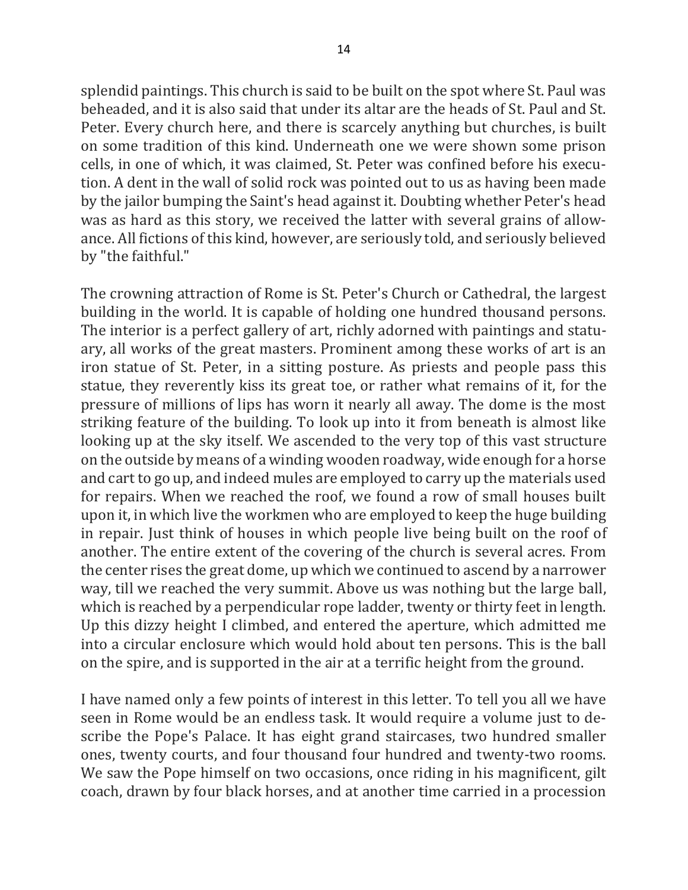splendid paintings. This church is said to be built on the spot where St. Paul was beheaded, and it is also said that under its altar are the heads of St. Paul and St. Peter. Every church here, and there is scarcely anything but churches, is built on some tradition of this kind. Underneath one we were shown some prison cells, in one of which, it was claimed, St. Peter was confined before his execution. A dent in the wall of solid rock was pointed out to us as having been made by the jailor bumping the Saint's head against it. Doubting whether Peter's head was as hard as this story, we received the latter with several grains of allowance. All fictions of this kind, however, are seriously told, and seriously believed by "the faithful."

The crowning attraction of Rome is St. Peter's Church or Cathedral, the largest building in the world. It is capable of holding one hundred thousand persons. The interior is a perfect gallery of art, richly adorned with paintings and statuary, all works of the great masters. Prominent among these works of art is an iron statue of St. Peter, in a sitting posture. As priests and people pass this statue, they reverently kiss its great toe, or rather what remains of it, for the pressure of millions of lips has worn it nearly all away. The dome is the most striking feature of the building. To look up into it from beneath is almost like looking up at the sky itself. We ascended to the very top of this vast structure on the outside by means of a winding wooden roadway, wide enough for a horse and cart to go up, and indeed mules are employed to carry up the materials used for repairs. When we reached the roof, we found a row of small houses built upon it, in which live the workmen who are employed to keep the huge building in repair. Just think of houses in which people live being built on the roof of another. The entire extent of the covering of the church is several acres. From the center rises the great dome, up which we continued to ascend by a narrower way, till we reached the very summit. Above us was nothing but the large ball, which is reached by a perpendicular rope ladder, twenty or thirty feet in length. Up this dizzy height I climbed, and entered the aperture, which admitted me into a circular enclosure which would hold about ten persons. This is the ball on the spire, and is supported in the air at a terrific height from the ground.

I have named only a few points of interest in this letter. To tell you all we have seen in Rome would be an endless task. It would require a volume just to describe the Pope's Palace. It has eight grand staircases, two hundred smaller ones, twenty courts, and four thousand four hundred and twenty-two rooms. We saw the Pope himself on two occasions, once riding in his magnificent, gilt coach, drawn by four black horses, and at another time carried in a procession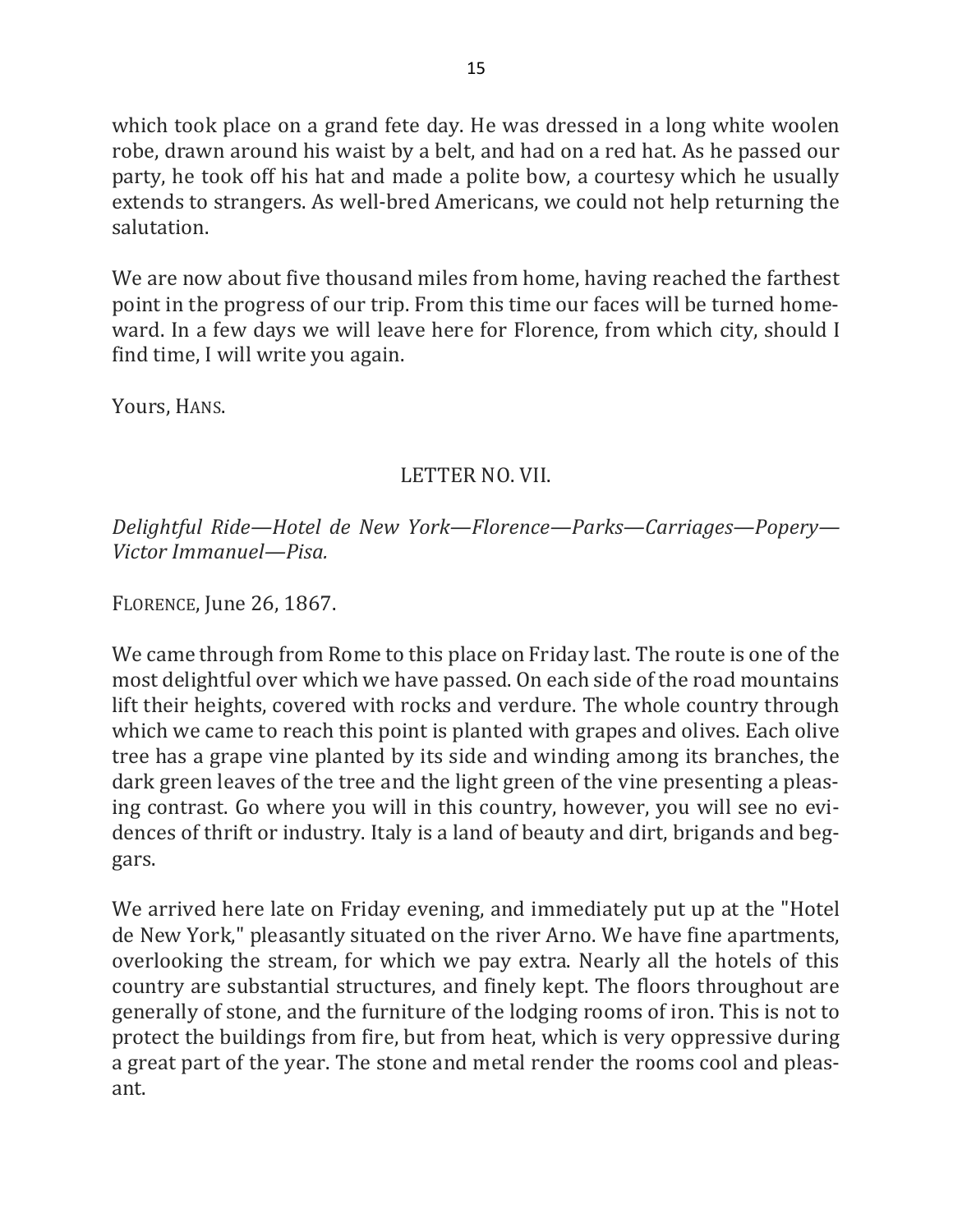which took place on a grand fete day. He was dressed in a long white woolen robe, drawn around his waist by a belt, and had on a red hat. As he passed our party, he took off his hat and made a polite bow, a courtesy which he usually extends to strangers. As well-bred Americans, we could not help returning the salutation.

We are now about five thousand miles from home, having reached the farthest point in the progress of our trip. From this time our faces will be turned homeward. In a few days we will leave here for Florence, from which city, should I find time, I will write you again.

Yours, HANS.

## LETTER NO. VII.

*Delightful Ride—Hotel de New York—Florence—Parks—Carriages—Popery—Victor Immanuel—Pisa.*

FLORENCE, June 26, 1867.

We came through from Rome to this place on Friday last. The route is one of the most delightful over which we have passed. On each side of the road mountains lift their heights, covered with rocks and verdure. The whole country through which we came to reach this point is planted with grapes and olives. Each olive tree has a grape vine planted by its side and winding among its branches, the dark green leaves of the tree and the light green of the vine presenting a pleasing contrast. Go where you will in this country, however, you will see no evidences of thrift or industry. Italy is a land of beauty and dirt, brigands and beggars.

We arrived here late on Friday evening, and immediately put up at the "Hotel de New York," pleasantly situated on the river Arno. We have fine apartments, overlooking the stream, for which we pay extra. Nearly all the hotels of this country are substantial structures, and finely kept. The floors throughout are generally of stone, and the furniture of the lodging rooms of iron. This is not to protect the buildings from fire, but from heat, which is very oppressive during a great part of the year. The stone and metal render the rooms cool and pleasant.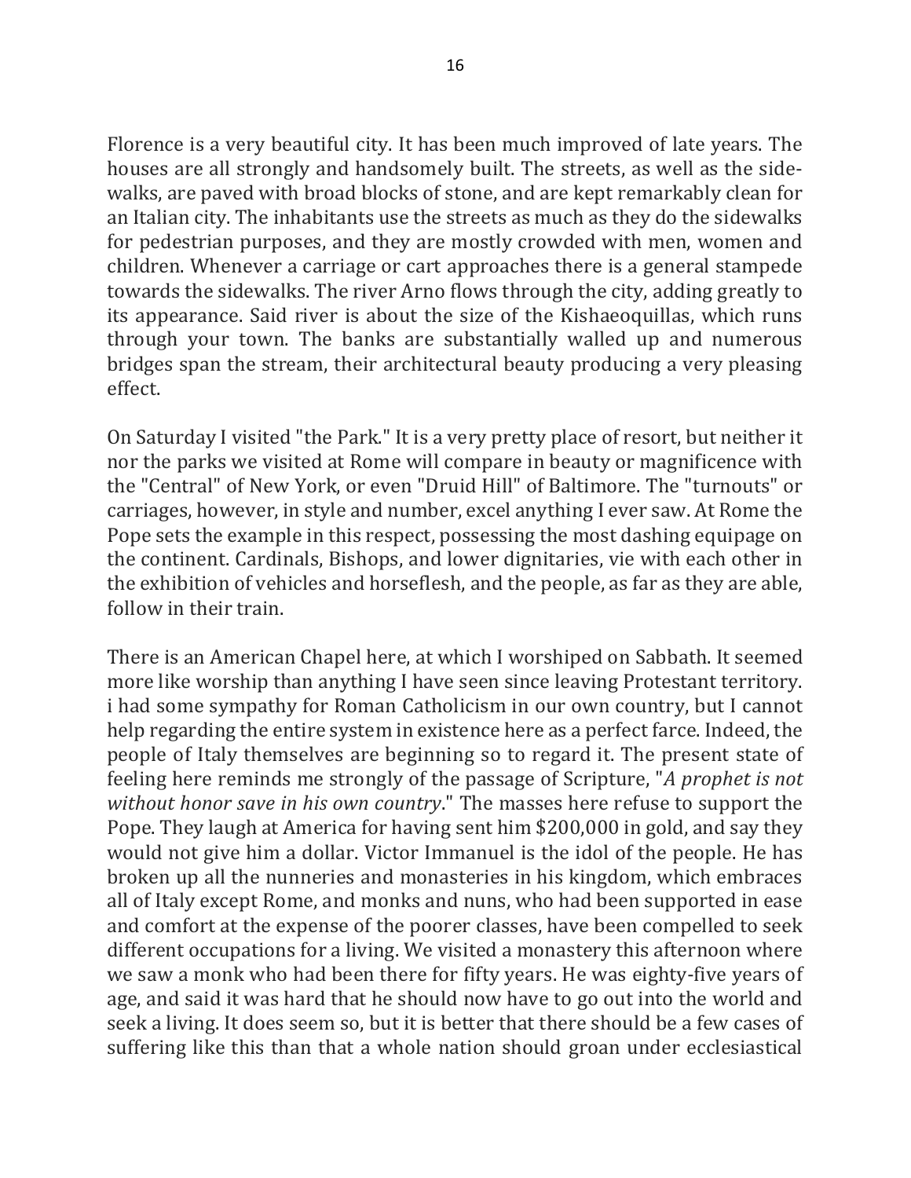Florence is a very beautiful city. It has been much improved of late years. The houses are all strongly and handsomely built. The streets, as well as the side-walks, are paved with broad blocks of stone, and are kept remarkably clean for an Italian city. The inhabitants use the streets as much as they do the sidewalks for pedestrian purposes, and they are mostly crowded with men, women and children. Whenever a carriage or cart approaches there is a general stampede towards the sidewalks. The river Arno flows through the city, adding greatly to its appearance. Said river is about the size of the Kishaeoquillas, which runs through your town. The banks are substantially walled up and numerous bridges span the stream, their architectural beauty producing a very pleasing effect.

On Saturday I visited "the Park." It is a very pretty place of resort, but neither it nor the parks we visited at Rome will compare in beauty or magnificence with the "Central" of New York, or even "Druid Hill" of Baltimore. The "turnouts" or carriages, however, in style and number, excel anything I ever saw. At Rome the Pope sets the example in this respect, possessing the most dashing equipage on the continent. Cardinals, Bishops, and lower dignitaries, vie with each other in the exhibition of vehicles and horseflesh, and the people, as far as they are able, follow in their train.

There is an American Chapel here, at which I worshiped on Sabbath. It seemed more like worship than anything I have seen since leaving Protestant territory. i had some sympathy for Roman Catholicism in our own country, but I cannot help regarding the entire system in existence here as a perfect farce. Indeed, the people of Italy themselves are beginning so to regard it. The present state of feeling here reminds me strongly of the passage of Scripture, "*A prophet is not without honor save in his own country*." The masses here refuse to support the Pope. They laugh at America for having sent him $200,000 in gold, and say they would not give him a dollar. Victor Immanuel is the idol of the people. He has broken up all the nunneries and monasteries in his kingdom, which embraces all of Italy except Rome, and monks and nuns, who had been supported in ease and comfort at the expense of the poorer classes, have been compelled to seek different occupations for a living. We visited a monastery this afternoon where we saw a monk who had been there for fifty years. He was eighty-five years of age, and said it was hard that he should now have to go out into the world and seek a living. It does seem so, but it is better that there should be a few cases of suffering like this than that a whole nation should groan under ecclesiastical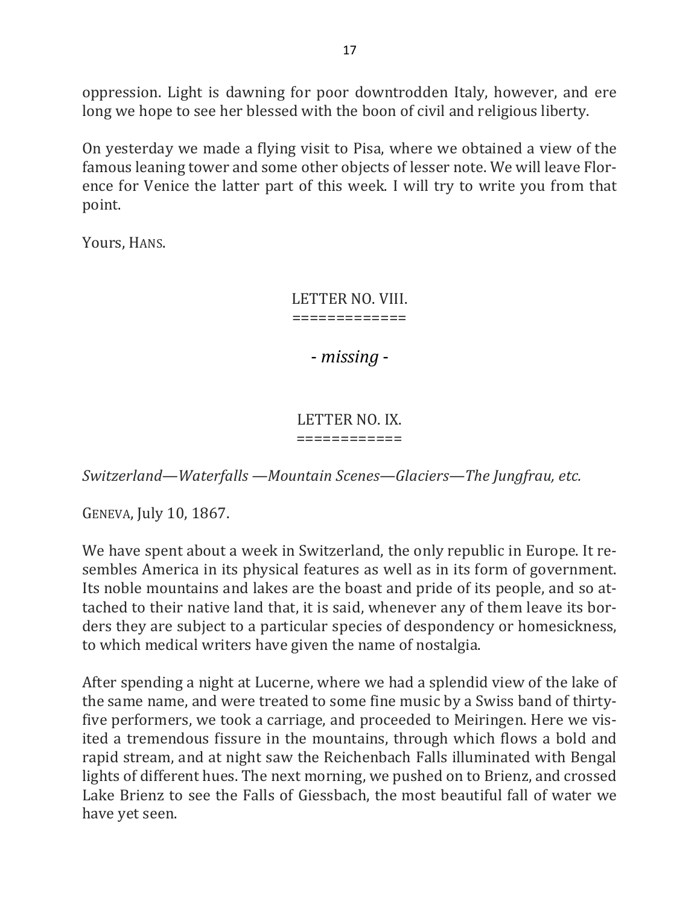oppression. Light is dawning for poor downtrodden Italy, however, and ere long we hope to see her blessed with the boon of civil and religious liberty.

On yesterday we made a flying visit to Pisa, where we obtained a view of the famous leaning tower and some other objects of lesser note. We will leave Florence for Venice the latter part of this week. I will try to write you from that point.

Yours, HANS.

## LETTER NO. VIII.

=============

*- missing -*

## LETTER NO. IX.

============

*Switzerland—Waterfalls —Mountain Scenes—Glaciers—The Jungfrau, etc.*

GENEVA, July 10, 1867.

We have spent about a week in Switzerland, the only republic in Europe. It resembles America in its physical features as well as in its form of government. Its noble mountains and lakes are the boast and pride of its people, and so attached to their native land that, it is said, whenever any of them leave its borders they are subject to a particular species of despondency or homesickness, to which medical writers have given the name of nostalgia.

After spending a night at Lucerne, where we had a splendid view of the lake of the same name, and were treated to some fine music by a Swiss band of thirty-five performers, we took a carriage, and proceeded to Meiringen. Here we visited a tremendous fissure in the mountains, through which flows a bold and rapid stream, and at night saw the Reichenbach Falls illuminated with Bengal lights of different hues. The next morning, we pushed on to Brienz, and crossed Lake Brienz to see the Falls of Giessbach, the most beautiful fall of water we have yet seen.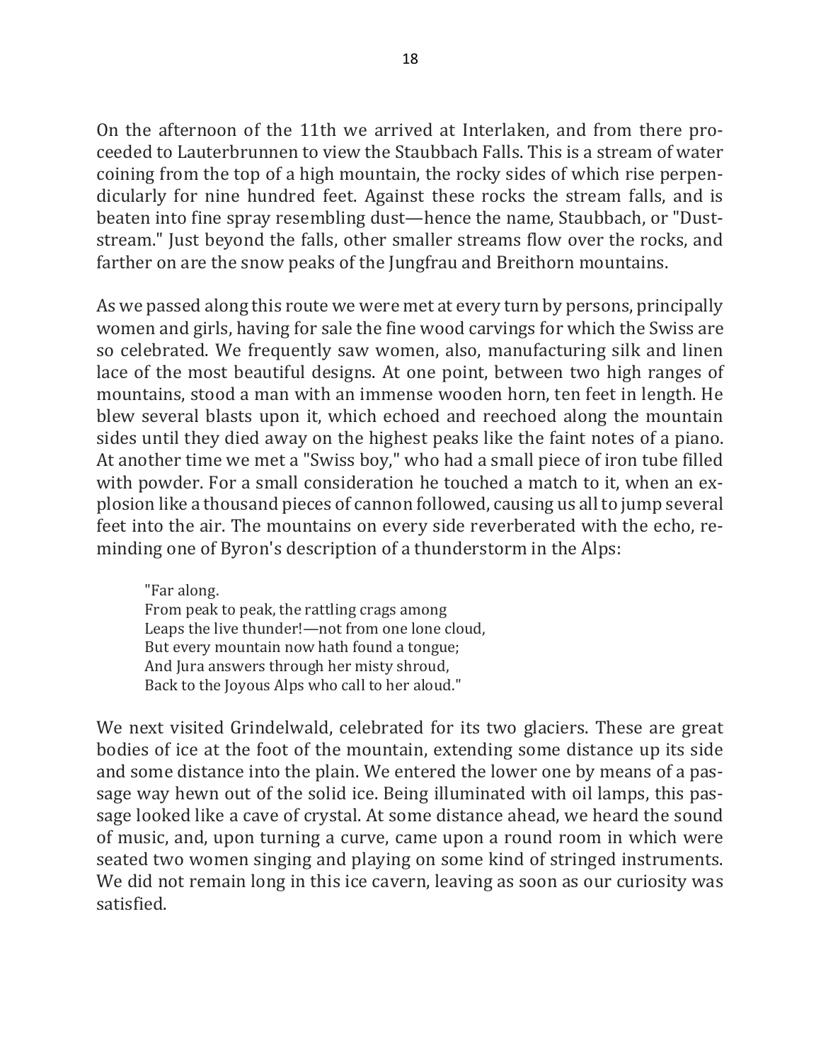On the afternoon of the 11th we arrived at Interlaken, and from there proceeded to Lauterbrunnen to view the Staubbach Falls. This is a stream of water coining from the top of a high mountain, the rocky sides of which rise perpendicularly for nine hundred feet. Against these rocks the stream falls, and is beaten into fine spray resembling dust—hence the name, Staubbach, or "Dust-stream." Just beyond the falls, other smaller streams flow over the rocks, and farther on are the snow peaks of the Jungfrau and Breithorn mountains.

As we passed along this route we were met at every turn by persons, principally women and girls, having for sale the fine wood carvings for which the Swiss are so celebrated. We frequently saw women, also, manufacturing silk and linen lace of the most beautiful designs. At one point, between two high ranges of mountains, stood a man with an immense wooden horn, ten feet in length. He blew several blasts upon it, which echoed and reechoed along the mountain sides until they died away on the highest peaks like the faint notes of a piano. At another time we met a "Swiss boy," who had a small piece of iron tube filled with powder. For a small consideration he touched a match to it, when an explosion like a thousand pieces of cannon followed, causing us all to jump several feet into the air. The mountains on every side reverberated with the echo, reminding one of Byron's description of a thunderstorm in the Alps:

> "Far along.
> From peak to peak, the rattling crags among
> Leaps the live thunder!—not from one lone cloud,
> But every mountain now hath found a tongue;
> And Jura answers through her misty shroud,
> Back to the Joyous Alps who call to her aloud."

We next visited Grindelwald, celebrated for its two glaciers. These are great bodies of ice at the foot of the mountain, extending some distance up its side and some distance into the plain. We entered the lower one by means of a passage way hewn out of the solid ice. Being illuminated with oil lamps, this passage looked like a cave of crystal. At some distance ahead, we heard the sound of music, and, upon turning a curve, came upon a round room in which were seated two women singing and playing on some kind of stringed instruments. We did not remain long in this ice cavern, leaving as soon as our curiosity was satisfied.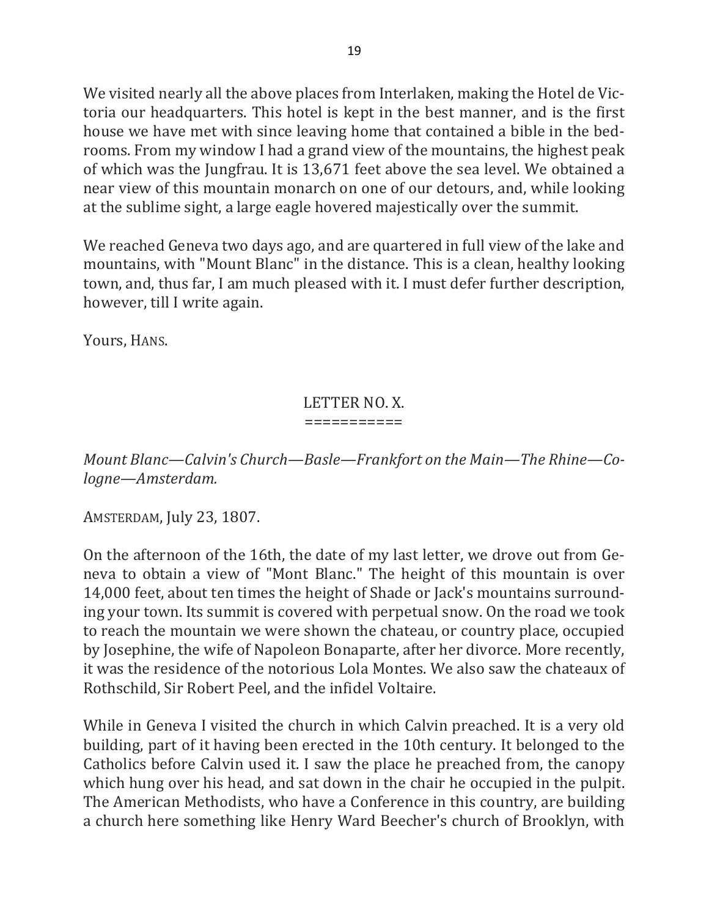We visited nearly all the above places from Interlaken, making the Hotel de Victoria our headquarters. This hotel is kept in the best manner, and is the first house we have met with since leaving home that contained a bible in the bedrooms. From my window I had a grand view of the mountains, the highest peak of which was the Jungfrau. It is 13,671 feet above the sea level. We obtained a near view of this mountain monarch on one of our detours, and, while looking at the sublime sight, a large eagle hovered majestically over the summit.

We reached Geneva two days ago, and are quartered in full view of the lake and mountains, with "Mount Blanc" in the distance. This is a clean, healthy looking town, and, thus far, I am much pleased with it. I must defer further description, however, till I write again.

Yours, HANS.

## LETTER NO. X.

===========

*Mount Blanc—Calvin's Church—Basle—Frankfort on the Main—The Rhine—Cologne—Amsterdam.*

AMSTERDAM, July 23, 1807.

On the afternoon of the 16th, the date of my last letter, we drove out from Geneva to obtain a view of "Mont Blanc." The height of this mountain is over 14,000 feet, about ten times the height of Shade or Jack's mountains surrounding your town. Its summit is covered with perpetual snow. On the road we took to reach the mountain we were shown the chateau, or country place, occupied by Josephine, the wife of Napoleon Bonaparte, after her divorce. More recently, it was the residence of the notorious Lola Montes. We also saw the chateaux of Rothschild, Sir Robert Peel, and the infidel Voltaire.

While in Geneva I visited the church in which Calvin preached. It is a very old building, part of it having been erected in the 10th century. It belonged to the Catholics before Calvin used it. I saw the place he preached from, the canopy which hung over his head, and sat down in the chair he occupied in the pulpit. The American Methodists, who have a Conference in this country, are building a church here something like Henry Ward Beecher's church of Brooklyn, with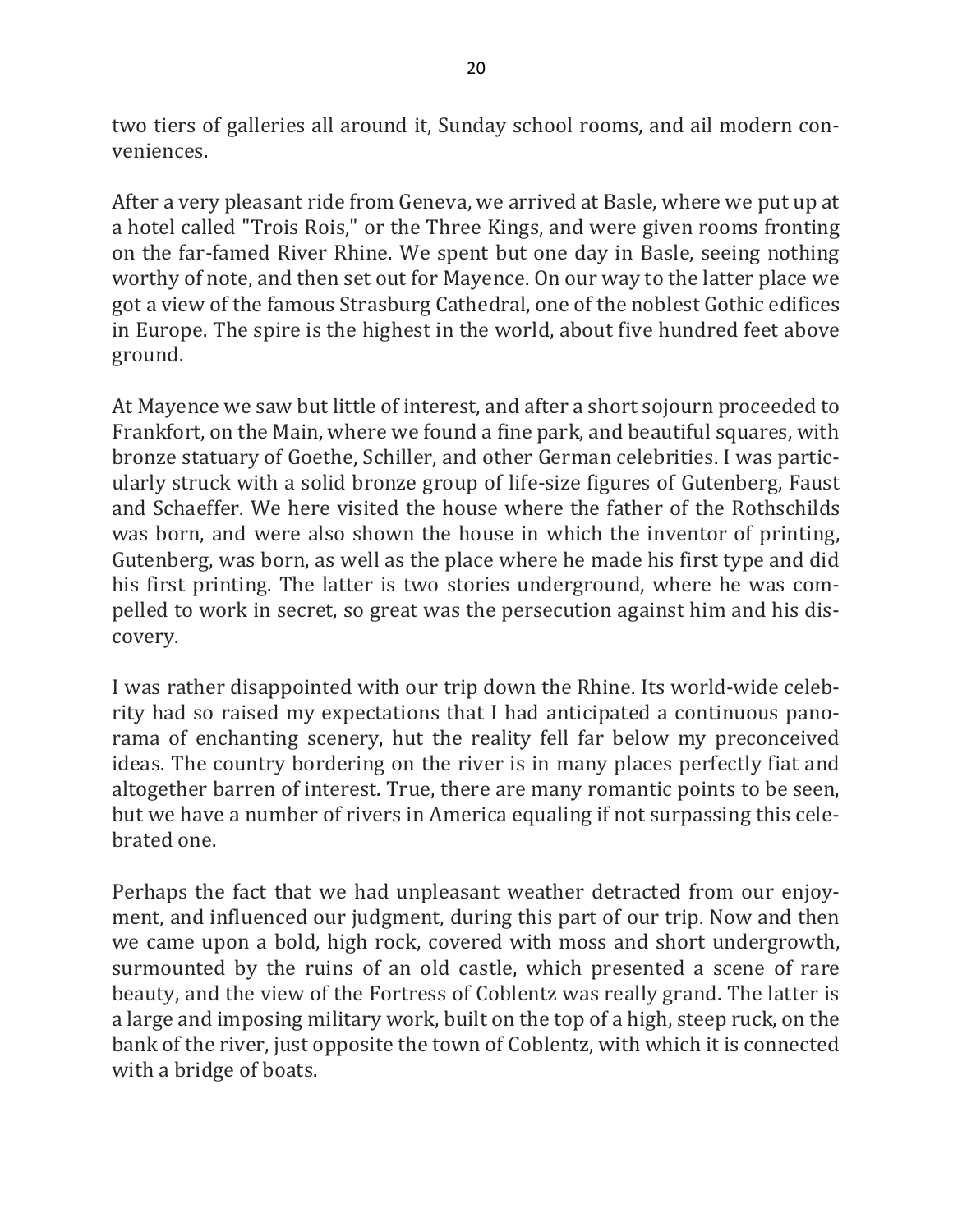two tiers of galleries all around it, Sunday school rooms, and ail modern conveniences.

After a very pleasant ride from Geneva, we arrived at Basle, where we put up at a hotel called "Trois Rois," or the Three Kings, and were given rooms fronting on the far-famed River Rhine. We spent but one day in Basle, seeing nothing worthy of note, and then set out for Mayence. On our way to the latter place we got a view of the famous Strasburg Cathedral, one of the noblest Gothic edifices in Europe. The spire is the highest in the world, about five hundred feet above ground.

At Mayence we saw but little of interest, and after a short sojourn proceeded to Frankfort, on the Main, where we found a fine park, and beautiful squares, with bronze statuary of Goethe, Schiller, and other German celebrities. I was particularly struck with a solid bronze group of life-size figures of Gutenberg, Faust and Schaeffer. We here visited the house where the father of the Rothschilds was born, and were also shown the house in which the inventor of printing, Gutenberg, was born, as well as the place where he made his first type and did his first printing. The latter is two stories underground, where he was compelled to work in secret, so great was the persecution against him and his discovery.

I was rather disappointed with our trip down the Rhine. Its world-wide celebrity had so raised my expectations that I had anticipated a continuous panorama of enchanting scenery, hut the reality fell far below my preconceived ideas. The country bordering on the river is in many places perfectly fiat and altogether barren of interest. True, there are many romantic points to be seen, but we have a number of rivers in America equaling if not surpassing this celebrated one.

Perhaps the fact that we had unpleasant weather detracted from our enjoyment, and influenced our judgment, during this part of our trip. Now and then we came upon a bold, high rock, covered with moss and short undergrowth, surmounted by the ruins of an old castle, which presented a scene of rare beauty, and the view of the Fortress of Coblentz was really grand. The latter is a large and imposing military work, built on the top of a high, steep ruck, on the bank of the river, just opposite the town of Coblentz, with which it is connected with a bridge of boats.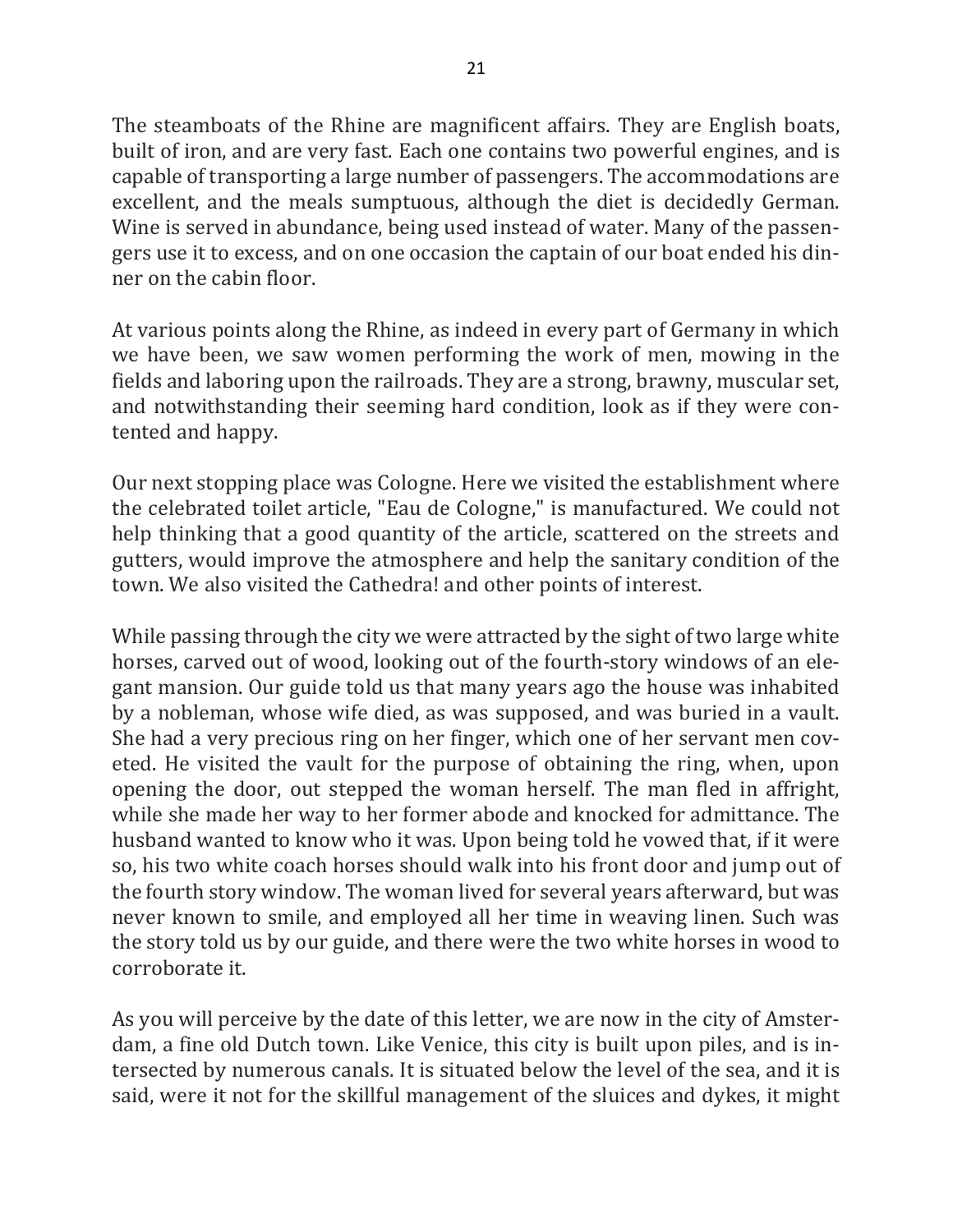The steamboats of the Rhine are magnificent affairs. They are English boats, built of iron, and are very fast. Each one contains two powerful engines, and is capable of transporting a large number of passengers. The accommodations are excellent, and the meals sumptuous, although the diet is decidedly German. Wine is served in abundance, being used instead of water. Many of the passengers use it to excess, and on one occasion the captain of our boat ended his dinner on the cabin floor.

At various points along the Rhine, as indeed in every part of Germany in which we have been, we saw women performing the work of men, mowing in the fields and laboring upon the railroads. They are a strong, brawny, muscular set, and notwithstanding their seeming hard condition, look as if they were contented and happy.

Our next stopping place was Cologne. Here we visited the establishment where the celebrated toilet article, "Eau de Cologne," is manufactured. We could not help thinking that a good quantity of the article, scattered on the streets and gutters, would improve the atmosphere and help the sanitary condition of the town. We also visited the Cathedra! and other points of interest.

While passing through the city we were attracted by the sight of two large white horses, carved out of wood, looking out of the fourth-story windows of an elegant mansion. Our guide told us that many years ago the house was inhabited by a nobleman, whose wife died, as was supposed, and was buried in a vault. She had a very precious ring on her finger, which one of her servant men coveted. He visited the vault for the purpose of obtaining the ring, when, upon opening the door, out stepped the woman herself. The man fled in affright, while she made her way to her former abode and knocked for admittance. The husband wanted to know who it was. Upon being told he vowed that, if it were so, his two white coach horses should walk into his front door and jump out of the fourth story window. The woman lived for several years afterward, but was never known to smile, and employed all her time in weaving linen. Such was the story told us by our guide, and there were the two white horses in wood to corroborate it.

As you will perceive by the date of this letter, we are now in the city of Amsterdam, a fine old Dutch town. Like Venice, this city is built upon piles, and is intersected by numerous canals. It is situated below the level of the sea, and it is said, were it not for the skillful management of the sluices and dykes, it might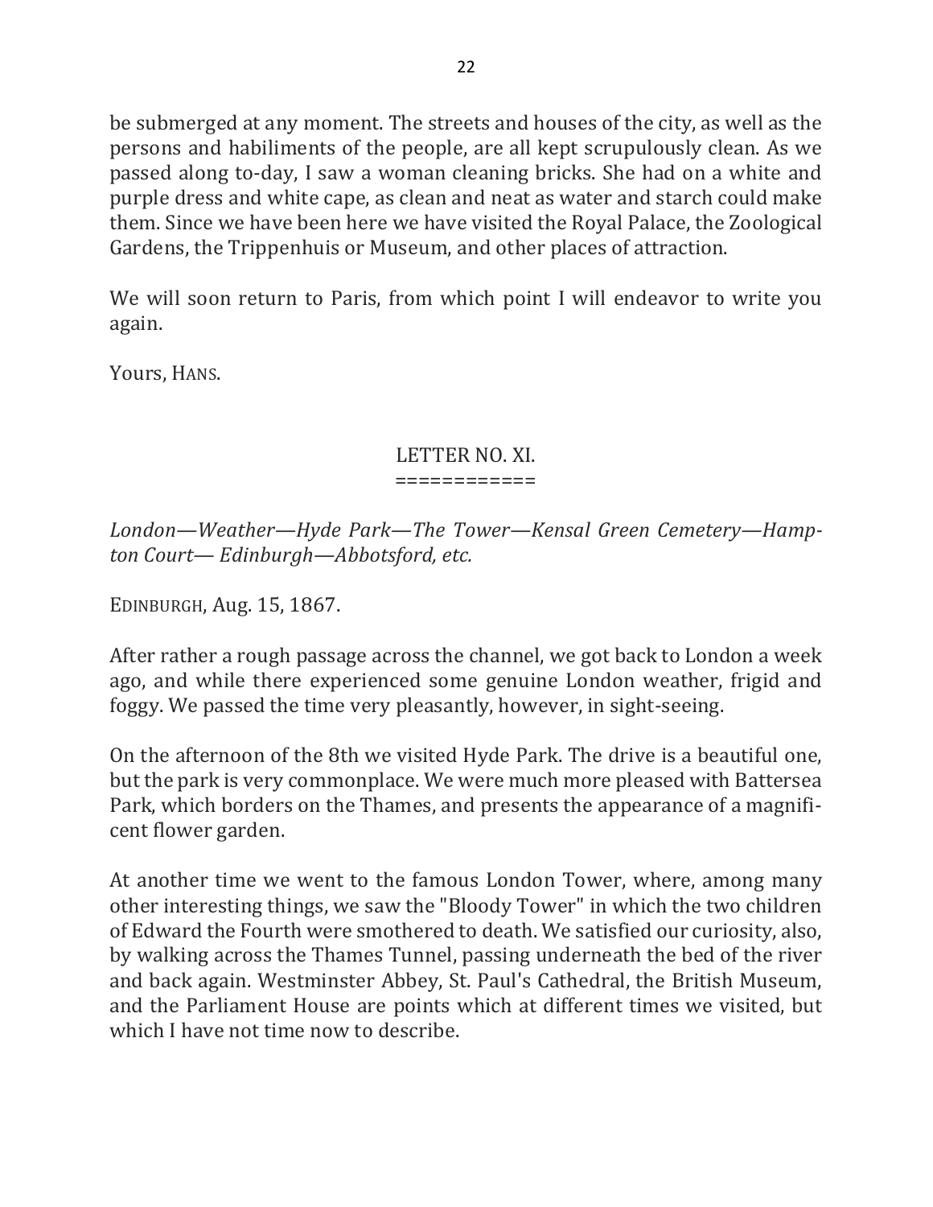be submerged at any moment. The streets and houses of the city, as well as the persons and habiliments of the people, are all kept scrupulously clean. As we passed along to-day, I saw a woman cleaning bricks. She had on a white and purple dress and white cape, as clean and neat as water and starch could make them. Since we have been here we have visited the Royal Palace, the Zoological Gardens, the Trippenhuis or Museum, and other places of attraction.

We will soon return to Paris, from which point I will endeavor to write you again.

Yours, HANS.

## LETTER NO. XI.

============

*London—Weather—Hyde Park—The Tower—Kensal Green Cemetery—Hampton Court— Edinburgh—Abbotsford, etc.*

EDINBURGH, Aug. 15, 1867.

After rather a rough passage across the channel, we got back to London a week ago, and while there experienced some genuine London weather, frigid and foggy. We passed the time very pleasantly, however, in sight-seeing.

On the afternoon of the 8th we visited Hyde Park. The drive is a beautiful one, but the park is very commonplace. We were much more pleased with Battersea Park, which borders on the Thames, and presents the appearance of a magnificent flower garden.

At another time we went to the famous London Tower, where, among many other interesting things, we saw the "Bloody Tower" in which the two children of Edward the Fourth were smothered to death. We satisfied our curiosity, also, by walking across the Thames Tunnel, passing underneath the bed of the river and back again. Westminster Abbey, St. Paul's Cathedral, the British Museum, and the Parliament House are points which at different times we visited, but which I have not time now to describe.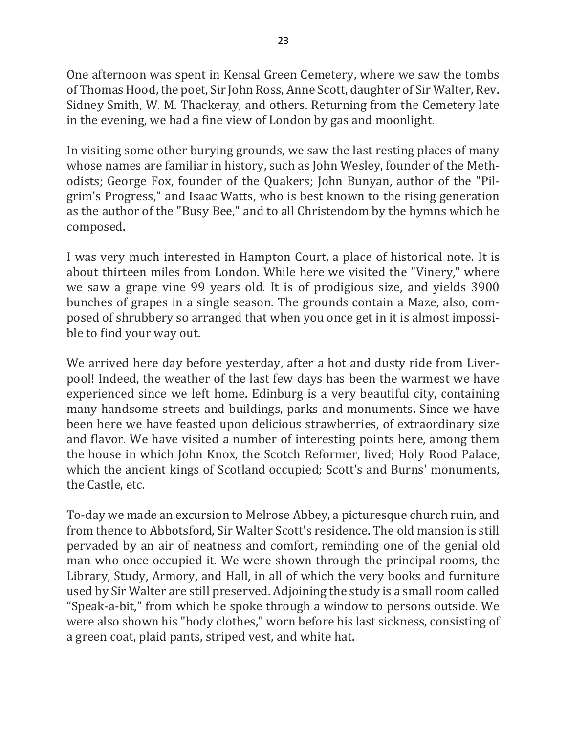One afternoon was spent in Kensal Green Cemetery, where we saw the tombs of Thomas Hood, the poet, Sir John Ross, Anne Scott, daughter of Sir Walter, Rev. Sidney Smith, W. M. Thackeray, and others. Returning from the Cemetery late in the evening, we had a fine view of London by gas and moonlight.

In visiting some other burying grounds, we saw the last resting places of many whose names are familiar in history, such as John Wesley, founder of the Methodists; George Fox, founder of the Quakers; John Bunyan, author of the "Pilgrim's Progress," and Isaac Watts, who is best known to the rising generation as the author of the "Busy Bee," and to all Christendom by the hymns which he composed.

I was very much interested in Hampton Court, a place of historical note. It is about thirteen miles from London. While here we visited the "Vinery," where we saw a grape vine 99 years old. It is of prodigious size, and yields 3900 bunches of grapes in a single season. The grounds contain a Maze, also, composed of shrubbery so arranged that when you once get in it is almost impossible to find your way out.

We arrived here day before yesterday, after a hot and dusty ride from Liverpool! Indeed, the weather of the last few days has been the warmest we have experienced since we left home. Edinburg is a very beautiful city, containing many handsome streets and buildings, parks and monuments. Since we have been here we have feasted upon delicious strawberries, of extraordinary size and flavor. We have visited a number of interesting points here, among them the house in which John Knox, the Scotch Reformer, lived; Holy Rood Palace, which the ancient kings of Scotland occupied; Scott's and Burns' monuments, the Castle, etc.

To-day we made an excursion to Melrose Abbey, a picturesque church ruin, and from thence to Abbotsford, Sir Walter Scott's residence. The old mansion is still pervaded by an air of neatness and comfort, reminding one of the genial old man who once occupied it. We were shown through the principal rooms, the Library, Study, Armory, and Hall, in all of which the very books and furniture used by Sir Walter are still preserved. Adjoining the study is a small room called "Speak-a-bit," from which he spoke through a window to persons outside. We were also shown his "body clothes," worn before his last sickness, consisting of a green coat, plaid pants, striped vest, and white hat.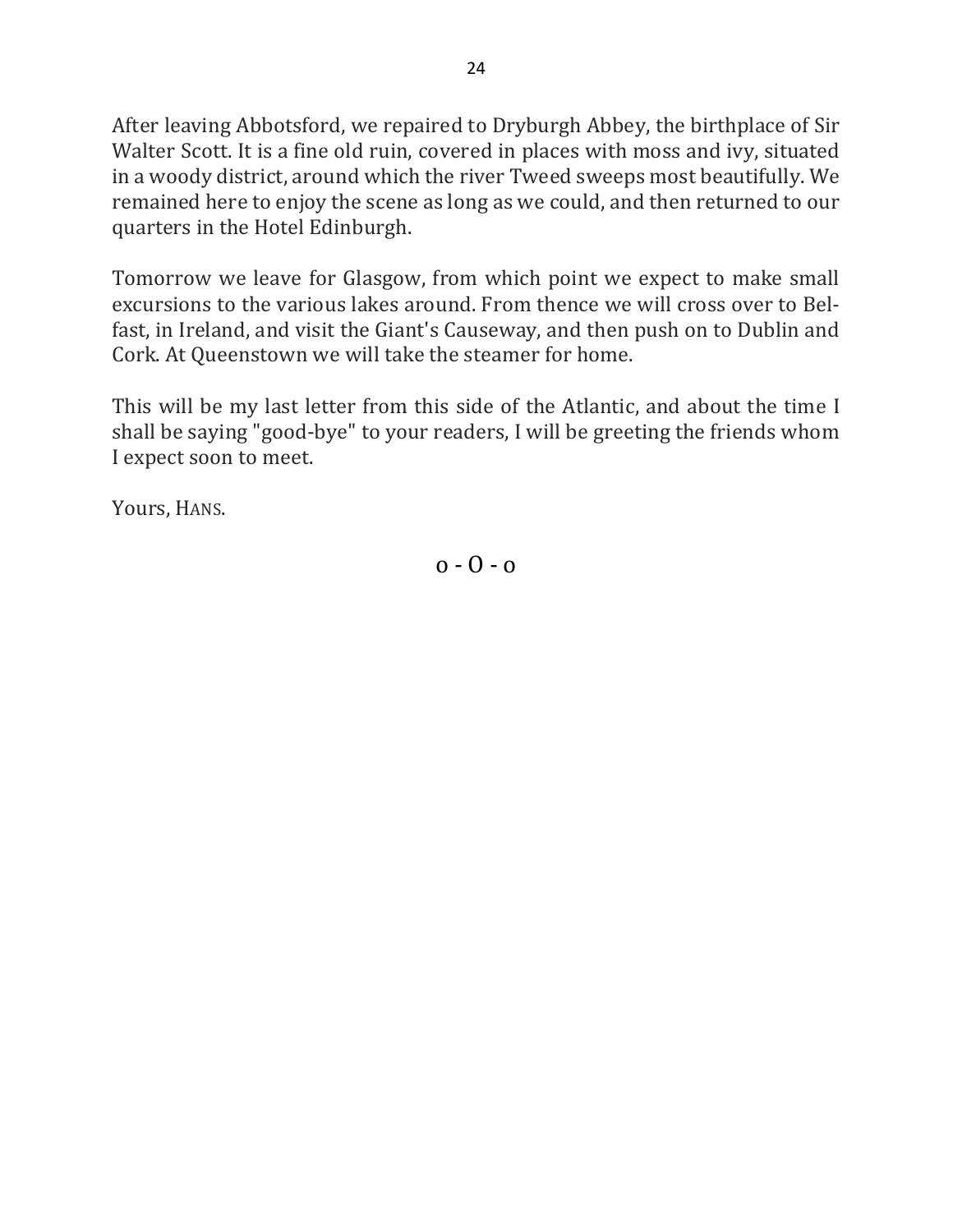After leaving Abbotsford, we repaired to Dryburgh Abbey, the birthplace of Sir Walter Scott. It is a fine old ruin, covered in places with moss and ivy, situated in a woody district, around which the river Tweed sweeps most beautifully. We remained here to enjoy the scene as long as we could, and then returned to our quarters in the Hotel Edinburgh.

Tomorrow we leave for Glasgow, from which point we expect to make small excursions to the various lakes around. From thence we will cross over to Belfast, in Ireland, and visit the Giant's Causeway, and then push on to Dublin and Cork. At Queenstown we will take the steamer for home.

This will be my last letter from this side of the Atlantic, and about the time I shall be saying "good-bye" to your readers, I will be greeting the friends whom I expect soon to meet.

Yours, HANS.

o - O - o